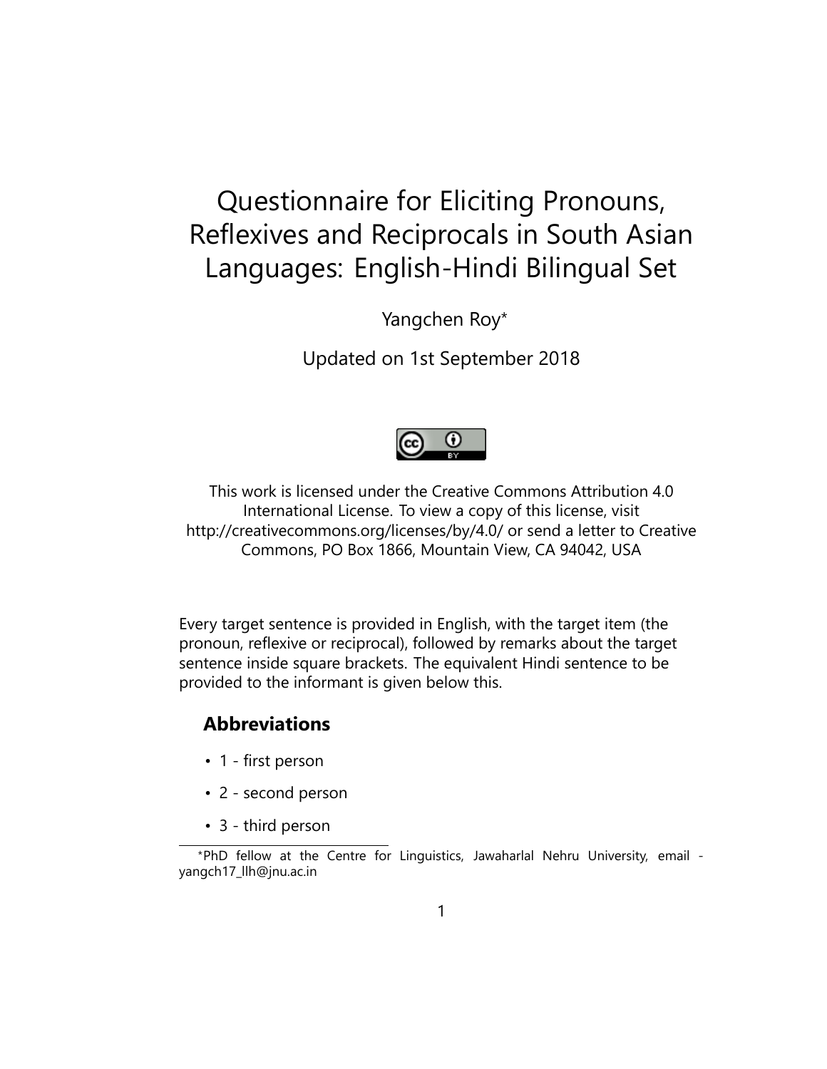# Questionnaire for Eliciting Pronouns, Reflexives and Reciprocals in South Asian Languages: English-Hindi Bilingual Set

Yangchen Roy*

Updated on 1st September 2018

This work is licensed under the Creative Commons Attribution 4.0 International License. To view a copy of this license, visit http://creativecommons.org/licenses/by/4.0/ or send a letter to Creative Commons, PO Box 1866, Mountain View, CA 94042, USA

Every target sentence is provided in English, with the target item (the pronoun, reflexive or reciprocal), followed by remarks about the target sentence inside square brackets. The equivalent Hindi sentence to be provided to the informant is given below this.

## Abbreviations

- 1 - first person
- 2 - second person
- 3 - third person

*PhD fellow at the Centre for Linguistics, Jawaharlal Nehru University, email - yangch17_llh@jnu.ac.in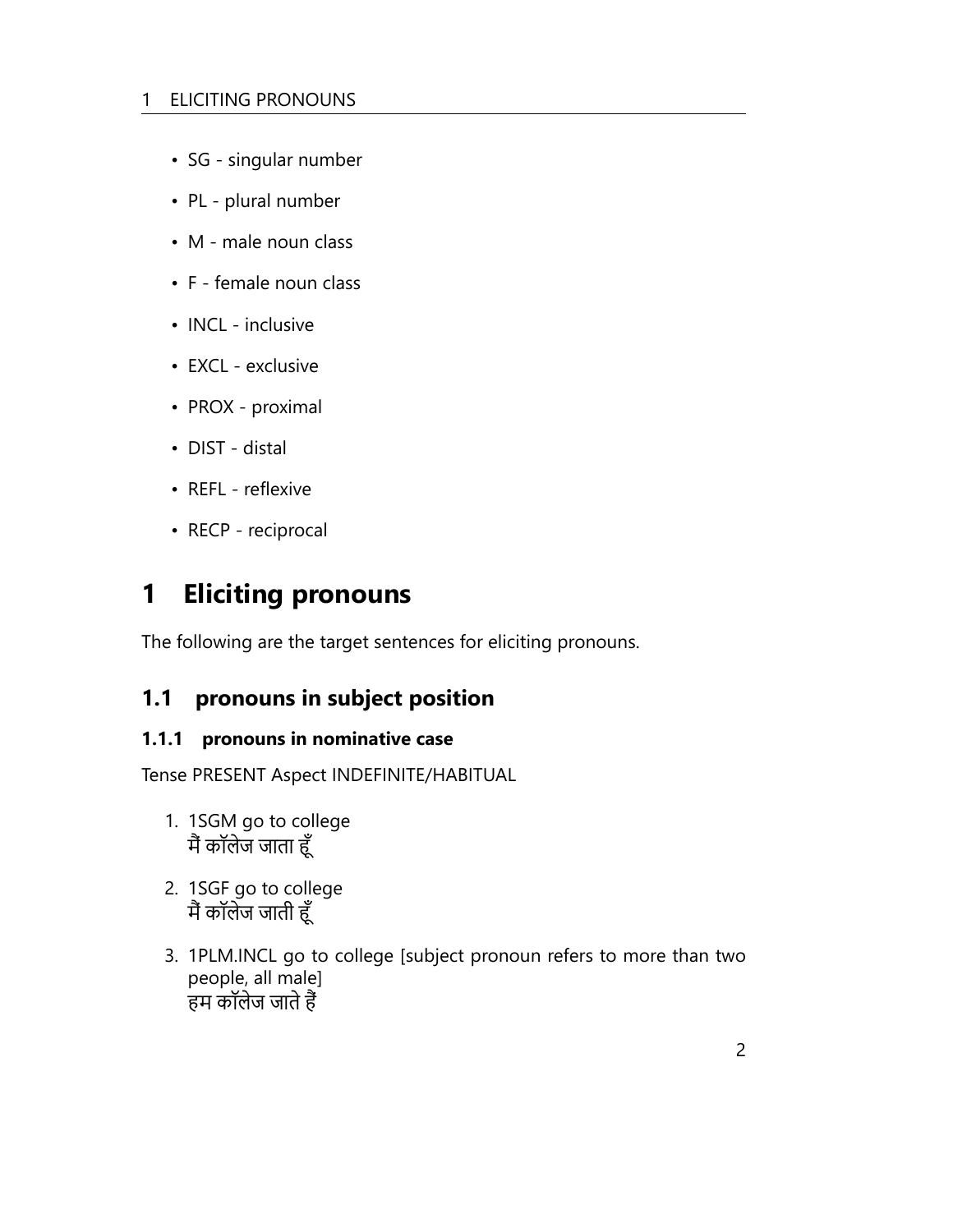- SG - singular number
- PL - plural number
- M - male noun class
- F - female noun class
- INCL - inclusive
- EXCL - exclusive
- PROX - proximal
- DIST - distal
- REFL - reflexive
- RECP - reciprocal

# 1 Eliciting pronouns

The following are the target sentences for eliciting pronouns.

## 1.1 pronouns in subject position

### 1.1.1 pronouns in nominative case

Tense PRESENT Aspect INDEFINITE/HABITUAL

1. 1SGM go to college
   मैं कॉलेज जाता हूँ
2. 1SGF go to college
   मैं कॉलेज जाती हूँ
3. 1PLM.INCL go to college [subject pronoun refers to more than two people, all male]
   हम कॉलेज जाते हैं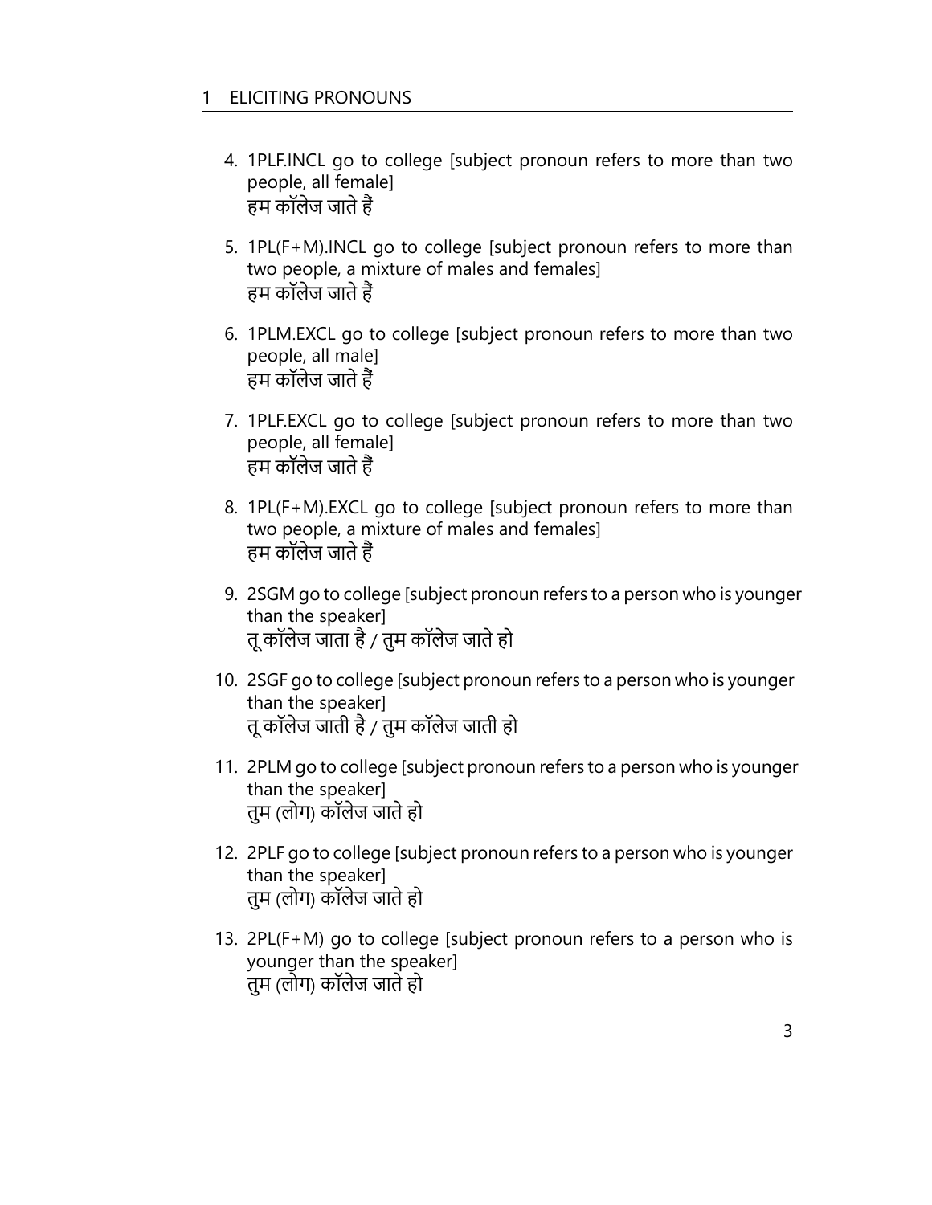4. 1PLF.INCL go to college [subject pronoun refers to more than two people, all female]
   हम कॉलेज जाते हैं

5. 1PL(F+M).INCL go to college [subject pronoun refers to more than two people, a mixture of males and females]
   हम कॉलेज जाते हैं

6. 1PLM.EXCL go to college [subject pronoun refers to more than two people, all male]
   हम कॉलेज जाते हैं

7. 1PLF.EXCL go to college [subject pronoun refers to more than two people, all female]
   हम कॉलेज जाते हैं

8. 1PL(F+M).EXCL go to college [subject pronoun refers to more than two people, a mixture of males and females]
   हम कॉलेज जाते हैं

9. 2SGM go to college [subject pronoun refers to a person who is younger than the speaker]
   तू कॉलेज जाता है / तुम कॉलेज जाते हो

10. 2SGF go to college [subject pronoun refers to a person who is younger than the speaker]
    तू कॉलेज जाती है / तुम कॉलेज जाती हो

11. 2PLM go to college [subject pronoun refers to a person who is younger than the speaker]
    तुम (लोग) कॉलेज जाते हो

12. 2PLF go to college [subject pronoun refers to a person who is younger than the speaker]
    तुम (लोग) कॉलेज जाते हो

13. 2PL(F+M) go to college [subject pronoun refers to a person who is younger than the speaker]
    तुम (लोग) कॉलेज जाते हो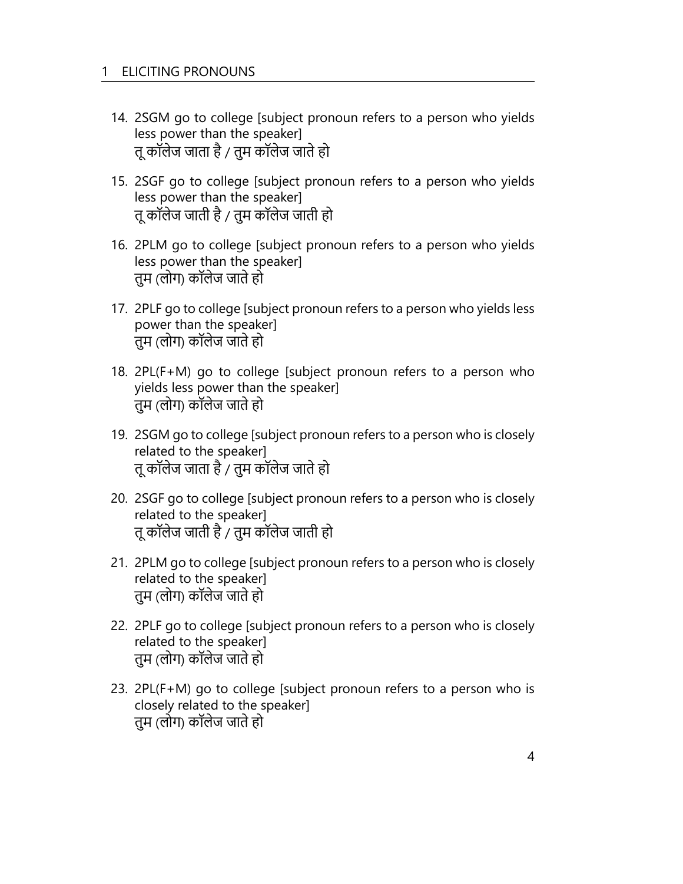14. 2SGM go to college [subject pronoun refers to a person who yields less power than the speaker]
    तू कॉलेज जाता है / तुम कॉलेज जाते हो

15. 2SGF go to college [subject pronoun refers to a person who yields less power than the speaker]
    तू कॉलेज जाती है / तुम कॉलेज जाती हो

16. 2PLM go to college [subject pronoun refers to a person who yields less power than the speaker]
    तुम (लोग) कॉलेज जाते हो

17. 2PLF go to college [subject pronoun refers to a person who yields less power than the speaker]
    तुम (लोग) कॉलेज जाते हो

18. 2PL(F+M) go to college [subject pronoun refers to a person who yields less power than the speaker]
    तुम (लोग) कॉलेज जाते हो

19. 2SGM go to college [subject pronoun refers to a person who is closely related to the speaker]
    तू कॉलेज जाता है / तुम कॉलेज जाते हो

20. 2SGF go to college [subject pronoun refers to a person who is closely related to the speaker]
    तू कॉलेज जाती है / तुम कॉलेज जाती हो

21. 2PLM go to college [subject pronoun refers to a person who is closely related to the speaker]
    तुम (लोग) कॉलेज जाते हो

22. 2PLF go to college [subject pronoun refers to a person who is closely related to the speaker]
    तुम (लोग) कॉलेज जाते हो

23. 2PL(F+M) go to college [subject pronoun refers to a person who is closely related to the speaker]
    तुम (लोग) कॉलेज जाते हो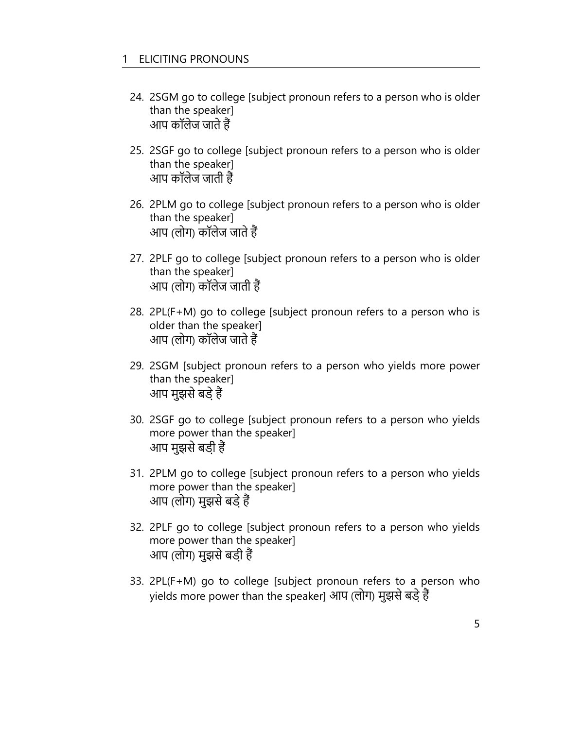24. 2SGM go to college [subject pronoun refers to a person who is older than the speaker]
    आप कॉलेज जाते हैं

25. 2SGF go to college [subject pronoun refers to a person who is older than the speaker]
    आप कॉलेज जाती हैं

26. 2PLM go to college [subject pronoun refers to a person who is older than the speaker]
    आप (लोग) कॉलेज जाते हैं

27. 2PLF go to college [subject pronoun refers to a person who is older than the speaker]
    आप (लोग) कॉलेज जाती हैं

28. 2PL(F+M) go to college [subject pronoun refers to a person who is older than the speaker]
    आप (लोग) कॉलेज जाते हैं

29. 2SGM [subject pronoun refers to a person who yields more power than the speaker]
    आप मुझसे बड़े हैं

30. 2SGF go to college [subject pronoun refers to a person who yields more power than the speaker]
    आप मुझसे बड़ी हैं

31. 2PLM go to college [subject pronoun refers to a person who yields more power than the speaker]
    आप (लोग) मुझसे बड़े हैं

32. 2PLF go to college [subject pronoun refers to a person who yields more power than the speaker]
    आप (लोग) मुझसे बड़ी हैं

33. 2PL(F+M) go to college [subject pronoun refers to a person who yields more power than the speaker] आप (लोग) मुझसे बड़े हैं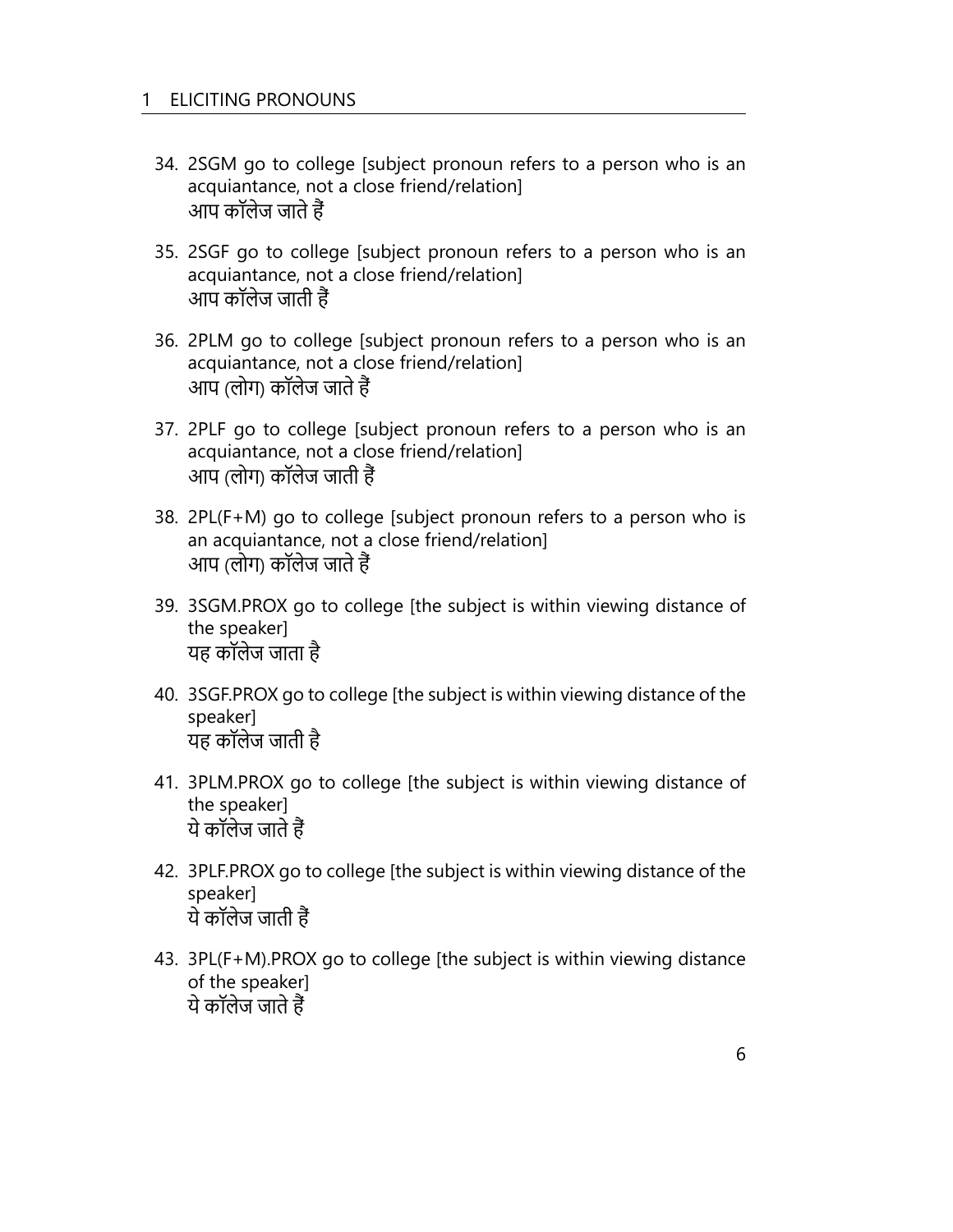34. 2SGM go to college [subject pronoun refers to a person who is an acquiantance, not a close friend/relation]
    आप कॉलेज जाते हैं

35. 2SGF go to college [subject pronoun refers to a person who is an acquiantance, not a close friend/relation]
    आप कॉलेज जाती हैं

36. 2PLM go to college [subject pronoun refers to a person who is an acquiantance, not a close friend/relation]
    आप (लोग) कॉलेज जाते हैं

37. 2PLF go to college [subject pronoun refers to a person who is an acquiantance, not a close friend/relation]
    आप (लोग) कॉलेज जाती हैं

38. 2PL(F+M) go to college [subject pronoun refers to a person who is an acquiantance, not a close friend/relation]
    आप (लोग) कॉलेज जाते हैं

39. 3SGM.PROX go to college [the subject is within viewing distance of the speaker]
    यह कॉलेज जाता है

40. 3SGF.PROX go to college [the subject is within viewing distance of the speaker]
    यह कॉलेज जाती है

41. 3PLM.PROX go to college [the subject is within viewing distance of the speaker]
    ये कॉलेज जाते हैं

42. 3PLF.PROX go to college [the subject is within viewing distance of the speaker]
    ये कॉलेज जाती हैं

43. 3PL(F+M).PROX go to college [the subject is within viewing distance of the speaker]
    ये कॉलेज जाते हैं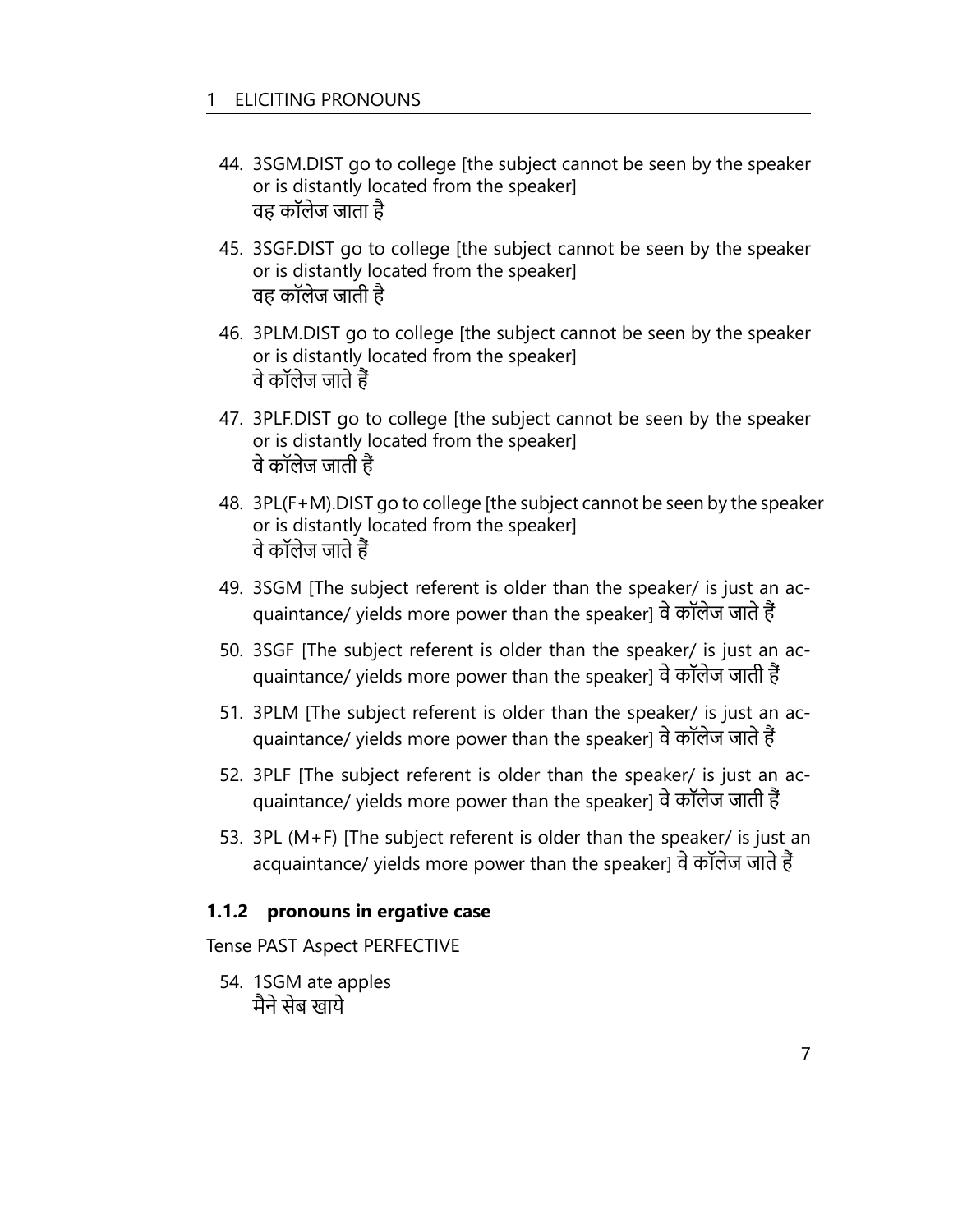44. 3SGM.DIST go to college [the subject cannot be seen by the speaker or is distantly located from the speaker]
    वह कॉलेज जाता है

45. 3SGF.DIST go to college [the subject cannot be seen by the speaker or is distantly located from the speaker]
    वह कॉलेज जाती है

46. 3PLM.DIST go to college [the subject cannot be seen by the speaker or is distantly located from the speaker]
    वे कॉलेज जाते हैं

47. 3PLF.DIST go to college [the subject cannot be seen by the speaker or is distantly located from the speaker]
    वे कॉलेज जाती हैं

48. 3PL(F+M).DIST go to college [the subject cannot be seen by the speaker or is distantly located from the speaker]
    वे कॉलेज जाते हैं

49. 3SGM [The subject referent is older than the speaker/ is just an acquaintance/ yields more power than the speaker] वे कॉलेज जाते हैं

50. 3SGF [The subject referent is older than the speaker/ is just an acquaintance/ yields more power than the speaker] वे कॉलेज जाती हैं

51. 3PLM [The subject referent is older than the speaker/ is just an acquaintance/ yields more power than the speaker] वे कॉलेज जाते हैं

52. 3PLF [The subject referent is older than the speaker/ is just an acquaintance/ yields more power than the speaker] वे कॉलेज जाती हैं

53. 3PL (M+F) [The subject referent is older than the speaker/ is just an acquaintance/ yields more power than the speaker] वे कॉलेज जाते हैं

### 1.1.2 pronouns in ergative case

Tense PAST Aspect PERFECTIVE

54. 1SGM ate apples
    मैने सेब खाये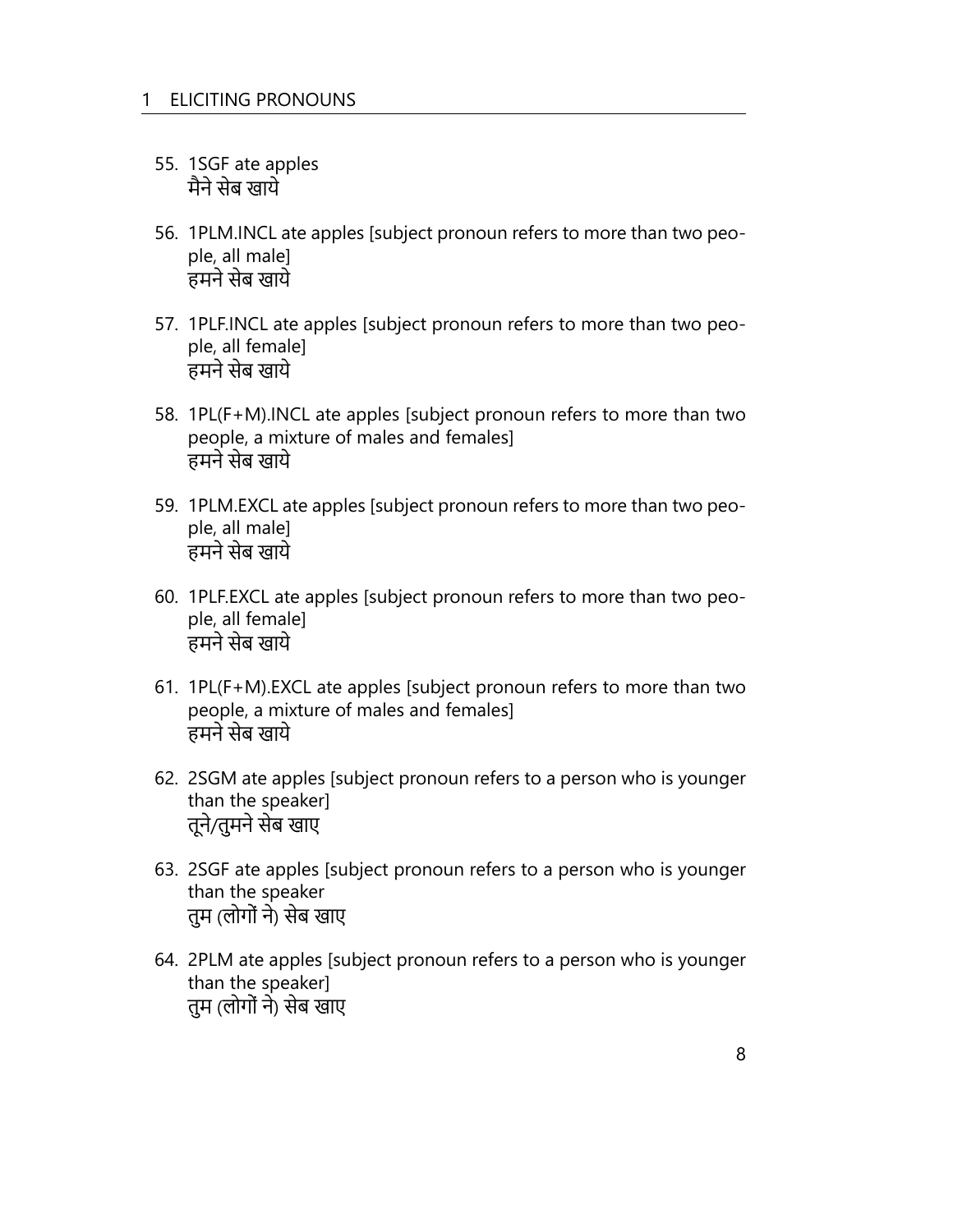55. 1SGF ate apples
    मैने सेब खाये

56. 1PLM.INCL ate apples [subject pronoun refers to more than two people, all male]
    हमने सेब खाये

57. 1PLF.INCL ate apples [subject pronoun refers to more than two people, all female]
    हमने सेब खाये

58. 1PL(F+M).INCL ate apples [subject pronoun refers to more than two people, a mixture of males and females]
    हमने सेब खाये

59. 1PLM.EXCL ate apples [subject pronoun refers to more than two people, all male]
    हमने सेब खाये

60. 1PLF.EXCL ate apples [subject pronoun refers to more than two people, all female]
    हमने सेब खाये

61. 1PL(F+M).EXCL ate apples [subject pronoun refers to more than two people, a mixture of males and females]
    हमने सेब खाये

62. 2SGM ate apples [subject pronoun refers to a person who is younger than the speaker]
    तूने/तुमने सेब खाए

63. 2SGF ate apples [subject pronoun refers to a person who is younger than the speaker
    तुम (लोगों ने) सेब खाए

64. 2PLM ate apples [subject pronoun refers to a person who is younger than the speaker]
    तुम (लोगों ने) सेब खाए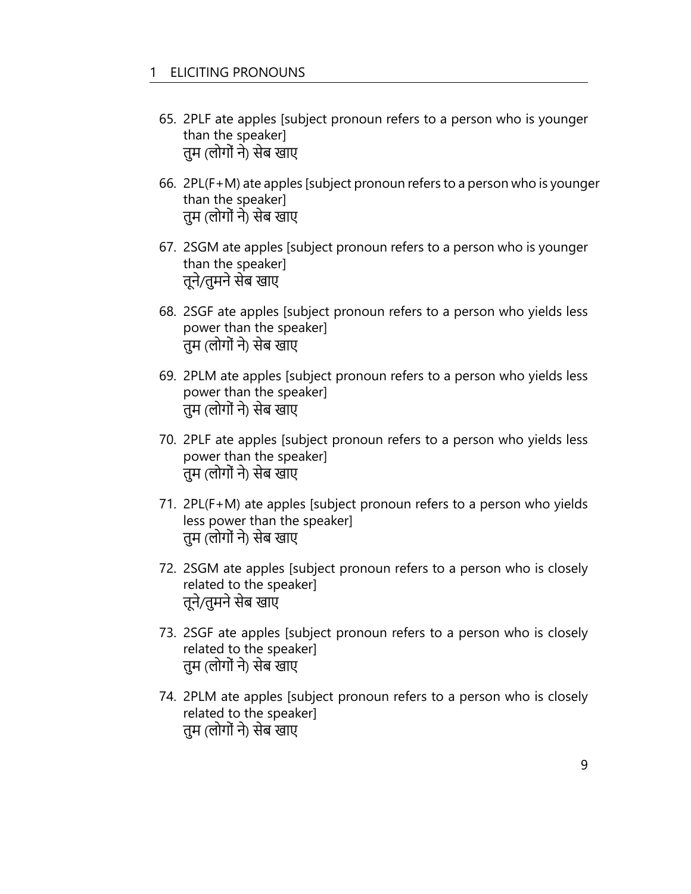65. 2PLF ate apples [subject pronoun refers to a person who is younger than the speaker]
    तुम (लोगों ने) सेब खाए
66. 2PL(F+M) ate apples [subject pronoun refers to a person who is younger than the speaker]
    तुम (लोगों ने) सेब खाए
67. 2SGM ate apples [subject pronoun refers to a person who is younger than the speaker]
    तूने/तुमने सेब खाए
68. 2SGF ate apples [subject pronoun refers to a person who yields less power than the speaker]
    तुम (लोगों ने) सेब खाए
69. 2PLM ate apples [subject pronoun refers to a person who yields less power than the speaker]
    तुम (लोगों ने) सेब खाए
70. 2PLF ate apples [subject pronoun refers to a person who yields less power than the speaker]
    तुम (लोगों ने) सेब खाए
71. 2PL(F+M) ate apples [subject pronoun refers to a person who yields less power than the speaker]
    तुम (लोगों ने) सेब खाए
72. 2SGM ate apples [subject pronoun refers to a person who is closely related to the speaker]
    तूने/तुमने सेब खाए
73. 2SGF ate apples [subject pronoun refers to a person who is closely related to the speaker]
    तुम (लोगों ने) सेब खाए
74. 2PLM ate apples [subject pronoun refers to a person who is closely related to the speaker]
    तुम (लोगों ने) सेब खाए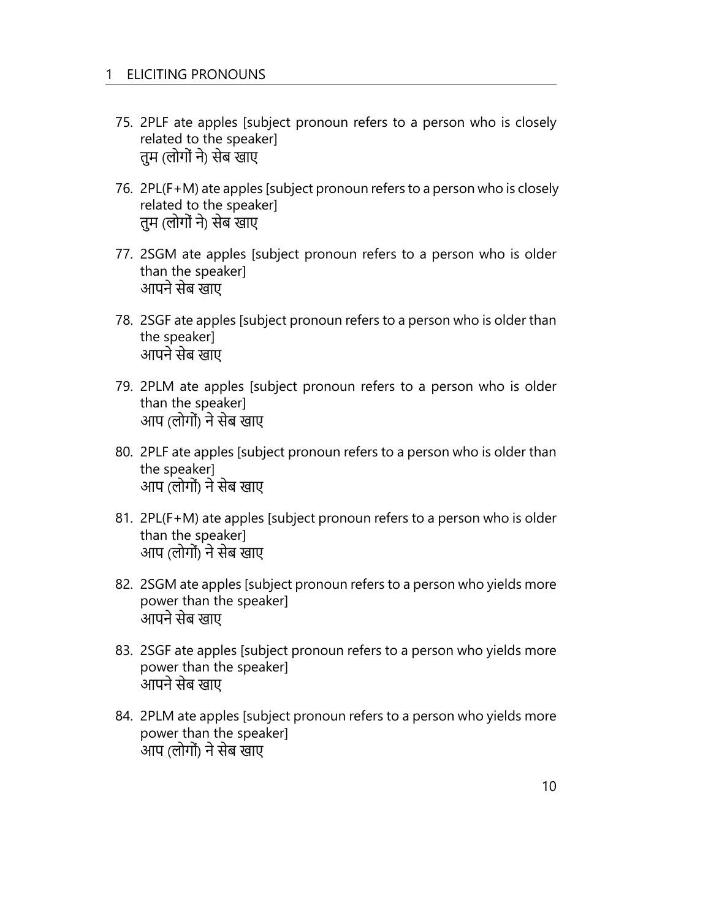75. 2PLF ate apples [subject pronoun refers to a person who is closely related to the speaker]
    तुम (लोगों ने) सेब खाए

76. 2PL(F+M) ate apples [subject pronoun refers to a person who is closely related to the speaker]
    तुम (लोगों ने) सेब खाए

77. 2SGM ate apples [subject pronoun refers to a person who is older than the speaker]
    आपने सेब खाए

78. 2SGF ate apples [subject pronoun refers to a person who is older than the speaker]
    आपने सेब खाए

79. 2PLM ate apples [subject pronoun refers to a person who is older than the speaker]
    आप (लोगों) ने सेब खाए

80. 2PLF ate apples [subject pronoun refers to a person who is older than the speaker]
    आप (लोगों) ने सेब खाए

81. 2PL(F+M) ate apples [subject pronoun refers to a person who is older than the speaker]
    आप (लोगों) ने सेब खाए

82. 2SGM ate apples [subject pronoun refers to a person who yields more power than the speaker]
    आपने सेब खाए

83. 2SGF ate apples [subject pronoun refers to a person who yields more power than the speaker]
    आपने सेब खाए

84. 2PLM ate apples [subject pronoun refers to a person who yields more power than the speaker]
    आप (लोगों) ने सेब खाए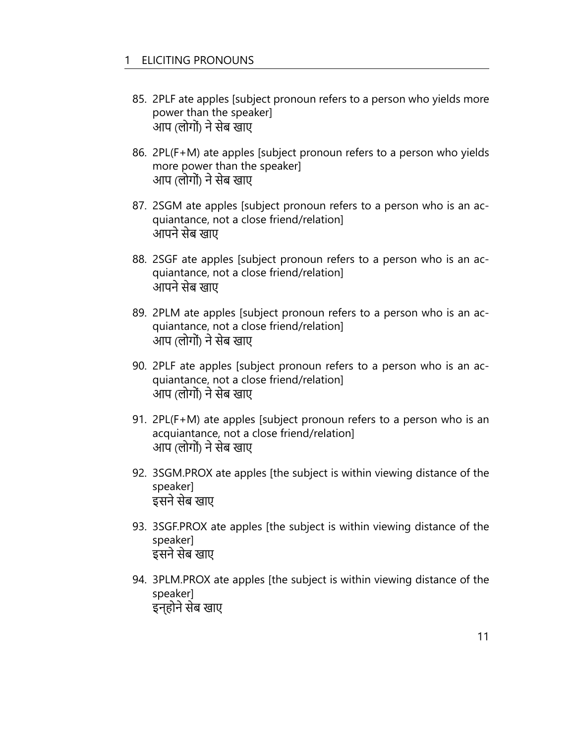85. 2PLF ate apples [subject pronoun refers to a person who yields more power than the speaker]
    आप (लोगों) ने सेब खाए

86. 2PL(F+M) ate apples [subject pronoun refers to a person who yields more power than the speaker]
    आप (लोगों) ने सेब खाए

87. 2SGM ate apples [subject pronoun refers to a person who is an acquiantance, not a close friend/relation]
    आपने सेब खाए

88. 2SGF ate apples [subject pronoun refers to a person who is an acquiantance, not a close friend/relation]
    आपने सेब खाए

89. 2PLM ate apples [subject pronoun refers to a person who is an acquiantance, not a close friend/relation]
    आप (लोगों) ने सेब खाए

90. 2PLF ate apples [subject pronoun refers to a person who is an acquiantance, not a close friend/relation]
    आप (लोगों) ने सेब खाए

91. 2PL(F+M) ate apples [subject pronoun refers to a person who is an acquiantance, not a close friend/relation]
    आप (लोगों) ने सेब खाए

92. 3SGM.PROX ate apples [the subject is within viewing distance of the speaker]
    इसने सेब खाए

93. 3SGF.PROX ate apples [the subject is within viewing distance of the speaker]
    इसने सेब खाए

94. 3PLM.PROX ate apples [the subject is within viewing distance of the speaker]
    इन्होने सेब खाए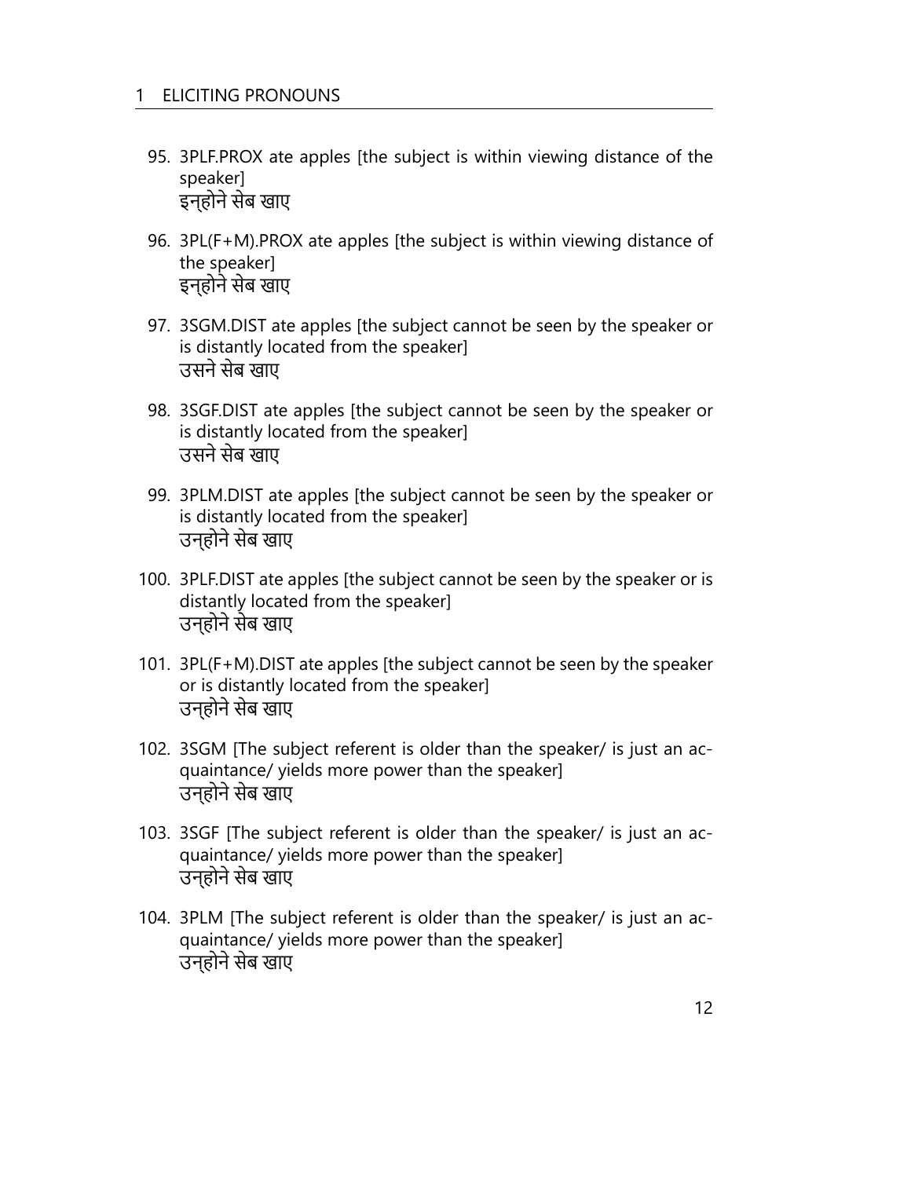95. 3PLF.PROX ate apples [the subject is within viewing distance of the speaker]
    इन्होने सेब खाए

96. 3PL(F+M).PROX ate apples [the subject is within viewing distance of the speaker]
    इन्होने सेब खाए

97. 3SGM.DIST ate apples [the subject cannot be seen by the speaker or is distantly located from the speaker]
    उसने सेब खाए

98. 3SGF.DIST ate apples [the subject cannot be seen by the speaker or is distantly located from the speaker]
    उसने सेब खाए

99. 3PLM.DIST ate apples [the subject cannot be seen by the speaker or is distantly located from the speaker]
    उन्होने सेब खाए

100. 3PLF.DIST ate apples [the subject cannot be seen by the speaker or is distantly located from the speaker]
    उन्होने सेब खाए

101. 3PL(F+M).DIST ate apples [the subject cannot be seen by the speaker or is distantly located from the speaker]
    उन्होने सेब खाए

102. 3SGM [The subject referent is older than the speaker/ is just an acquaintance/ yields more power than the speaker]
    उन्होने सेब खाए

103. 3SGF [The subject referent is older than the speaker/ is just an acquaintance/ yields more power than the speaker]
    उन्होने सेब खाए

104. 3PLM [The subject referent is older than the speaker/ is just an acquaintance/ yields more power than the speaker]
    उन्होने सेब खाए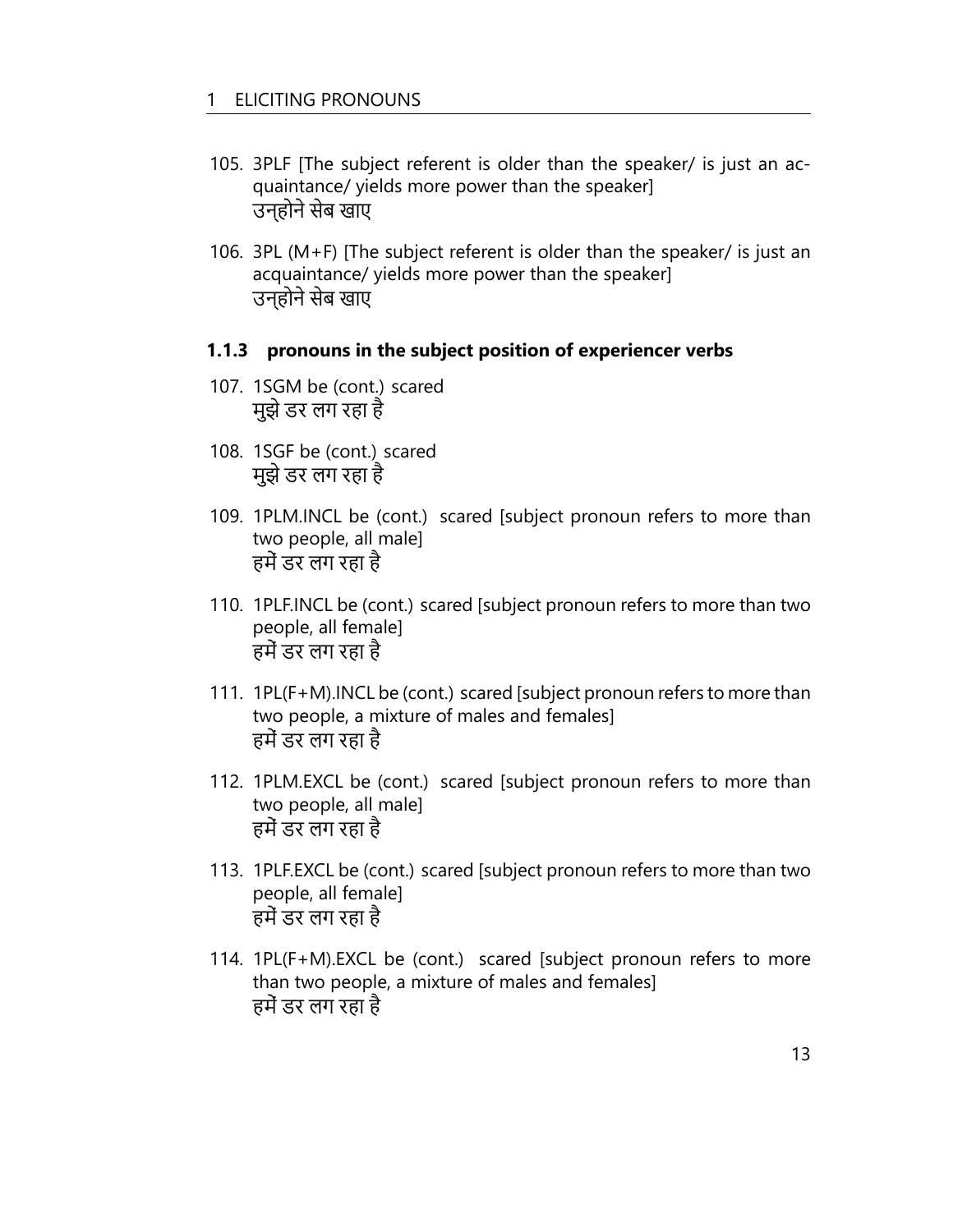105. 3PLF [The subject referent is older than the speaker/ is just an acquaintance/ yields more power than the speaker]
     उन्होने सेब खाए

106. 3PL (M+F) [The subject referent is older than the speaker/ is just an acquaintance/ yields more power than the speaker]
     उन्होने सेब खाए

### 1.1.3 pronouns in the subject position of experiencer verbs

107. 1SGM be (cont.) scared
     मुझे डर लग रहा है

108. 1SGF be (cont.) scared
     मुझे डर लग रहा है

109. 1PLM.INCL be (cont.) scared [subject pronoun refers to more than two people, all male]
     हमें डर लग रहा है

110. 1PLF.INCL be (cont.) scared [subject pronoun refers to more than two people, all female]
     हमें डर लग रहा है

111. 1PL(F+M).INCL be (cont.) scared [subject pronoun refers to more than two people, a mixture of males and females]
     हमें डर लग रहा है

112. 1PLM.EXCL be (cont.) scared [subject pronoun refers to more than two people, all male]
     हमें डर लग रहा है

113. 1PLF.EXCL be (cont.) scared [subject pronoun refers to more than two people, all female]
     हमें डर लग रहा है

114. 1PL(F+M).EXCL be (cont.) scared [subject pronoun refers to more than two people, a mixture of males and females]
     हमें डर लग रहा है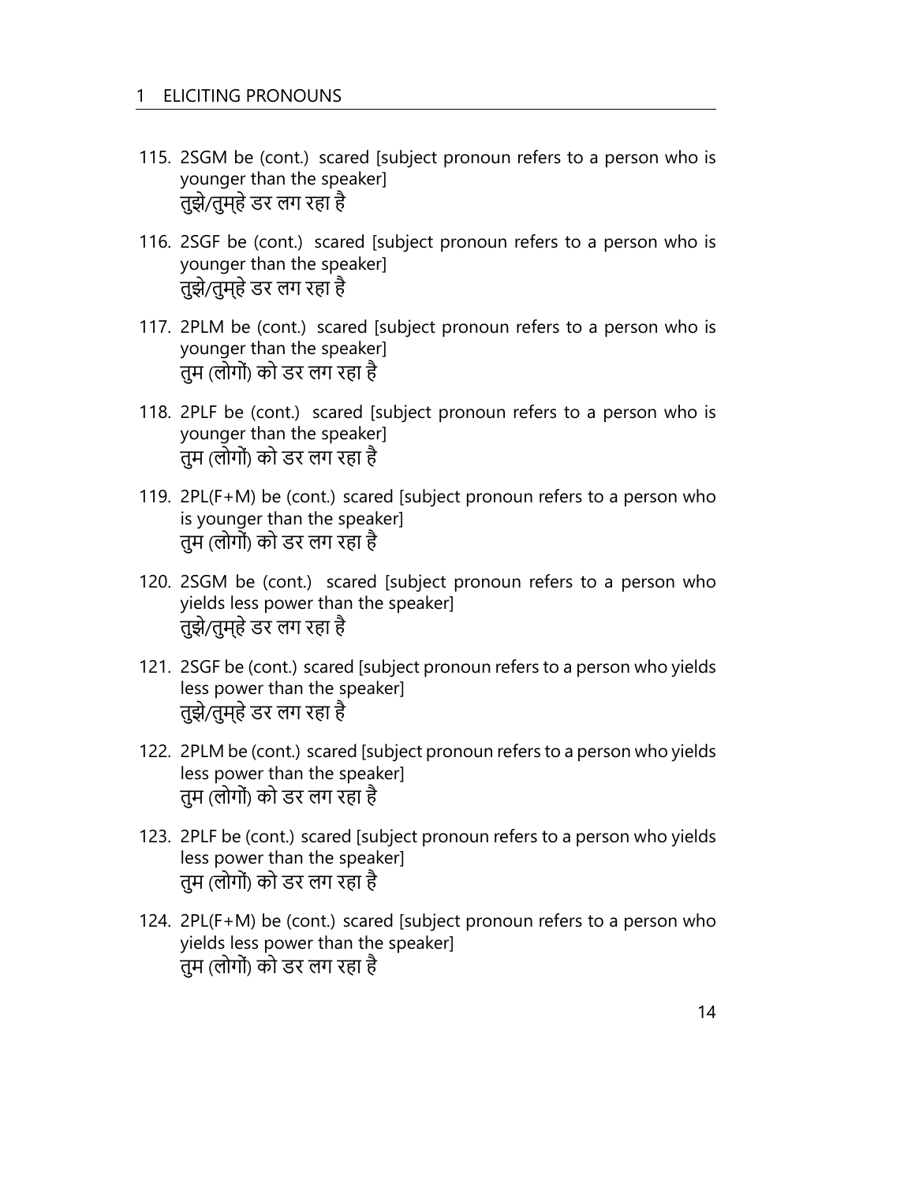115. 2SGM be (cont.) scared [subject pronoun refers to a person who is younger than the speaker]
    तुझे/तुम्हे डर लग रहा है

116. 2SGF be (cont.) scared [subject pronoun refers to a person who is younger than the speaker]
    तुझे/तुम्हे डर लग रहा है

117. 2PLM be (cont.) scared [subject pronoun refers to a person who is younger than the speaker]
    तुम (लोगों) को डर लग रहा है

118. 2PLF be (cont.) scared [subject pronoun refers to a person who is younger than the speaker]
    तुम (लोगों) को डर लग रहा है

119. 2PL(F+M) be (cont.) scared [subject pronoun refers to a person who is younger than the speaker]
    तुम (लोगों) को डर लग रहा है

120. 2SGM be (cont.) scared [subject pronoun refers to a person who yields less power than the speaker]
    तुझे/तुम्हे डर लग रहा है

121. 2SGF be (cont.) scared [subject pronoun refers to a person who yields less power than the speaker]
    तुझे/तुम्हे डर लग रहा है

122. 2PLM be (cont.) scared [subject pronoun refers to a person who yields less power than the speaker]
    तुम (लोगों) को डर लग रहा है

123. 2PLF be (cont.) scared [subject pronoun refers to a person who yields less power than the speaker]
    तुम (लोगों) को डर लग रहा है

124. 2PL(F+M) be (cont.) scared [subject pronoun refers to a person who yields less power than the speaker]
    तुम (लोगों) को डर लग रहा है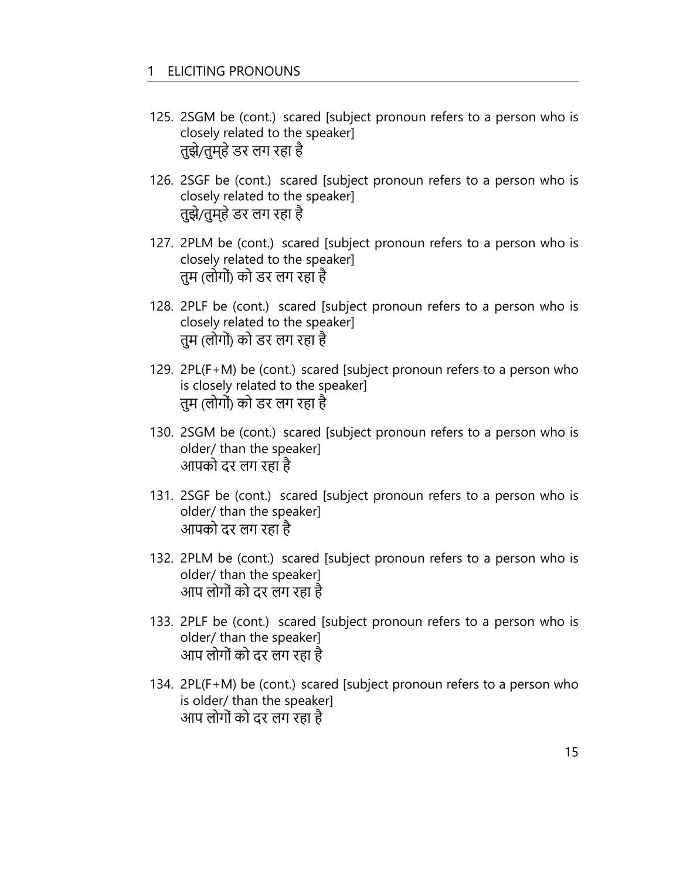125. 2SGM be (cont.) scared [subject pronoun refers to a person who is closely related to the speaker]
तुझे/तुम्हे डर लग रहा है

126. 2SGF be (cont.) scared [subject pronoun refers to a person who is closely related to the speaker]
तुझे/तुम्हे डर लग रहा है

127. 2PLM be (cont.) scared [subject pronoun refers to a person who is closely related to the speaker]
तुम (लोगों) को डर लग रहा है

128. 2PLF be (cont.) scared [subject pronoun refers to a person who is closely related to the speaker]
तुम (लोगों) को डर लग रहा है

129. 2PL(F+M) be (cont.) scared [subject pronoun refers to a person who is closely related to the speaker]
तुम (लोगों) को डर लग रहा है

130. 2SGM be (cont.) scared [subject pronoun refers to a person who is older/ than the speaker]
आपको दर लग रहा है

131. 2SGF be (cont.) scared [subject pronoun refers to a person who is older/ than the speaker]
आपको दर लग रहा है

132. 2PLM be (cont.) scared [subject pronoun refers to a person who is older/ than the speaker]
आप लोगों को दर लग रहा है

133. 2PLF be (cont.) scared [subject pronoun refers to a person who is older/ than the speaker]
आप लोगों को दर लग रहा है

134. 2PL(F+M) be (cont.) scared [subject pronoun refers to a person who is older/ than the speaker]
आप लोगों को दर लग रहा है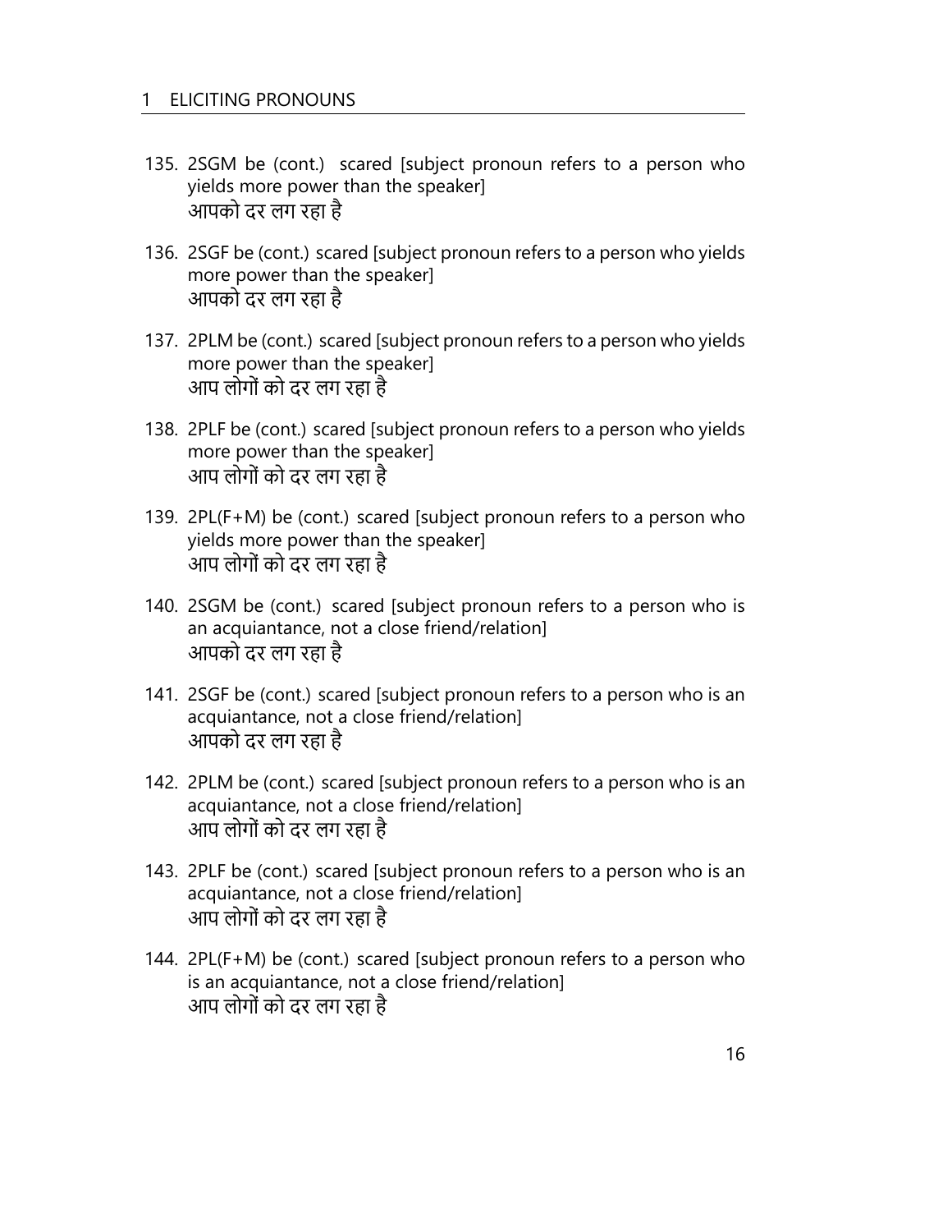135. 2SGM be (cont.) scared [subject pronoun refers to a person who yields more power than the speaker]
    आपको दर लग रहा है

136. 2SGF be (cont.) scared [subject pronoun refers to a person who yields more power than the speaker]
    आपको दर लग रहा है

137. 2PLM be (cont.) scared [subject pronoun refers to a person who yields more power than the speaker]
    आप लोगों को दर लग रहा है

138. 2PLF be (cont.) scared [subject pronoun refers to a person who yields more power than the speaker]
    आप लोगों को दर लग रहा है

139. 2PL(F+M) be (cont.) scared [subject pronoun refers to a person who yields more power than the speaker]
    आप लोगों को दर लग रहा है

140. 2SGM be (cont.) scared [subject pronoun refers to a person who is an acquiantance, not a close friend/relation]
    आपको दर लग रहा है

141. 2SGF be (cont.) scared [subject pronoun refers to a person who is an acquiantance, not a close friend/relation]
    आपको दर लग रहा है

142. 2PLM be (cont.) scared [subject pronoun refers to a person who is an acquiantance, not a close friend/relation]
    आप लोगों को दर लग रहा है

143. 2PLF be (cont.) scared [subject pronoun refers to a person who is an acquiantance, not a close friend/relation]
    आप लोगों को दर लग रहा है

144. 2PL(F+M) be (cont.) scared [subject pronoun refers to a person who is an acquiantance, not a close friend/relation]
    आप लोगों को दर लग रहा है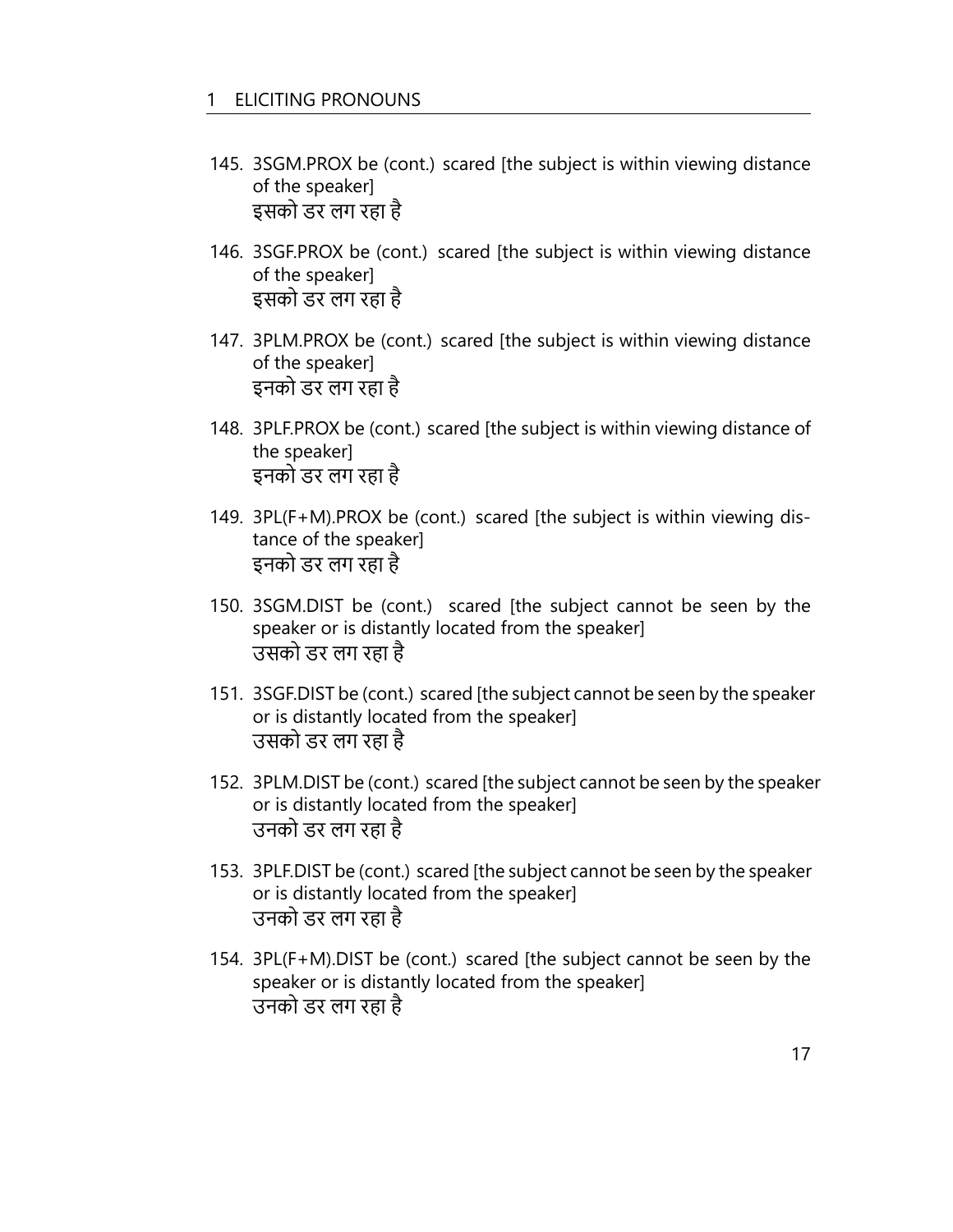145. 3SGM.PROX be (cont.) scared [the subject is within viewing distance of the speaker]
     इसको डर लग रहा है

146. 3SGF.PROX be (cont.) scared [the subject is within viewing distance of the speaker]
     इसको डर लग रहा है

147. 3PLM.PROX be (cont.) scared [the subject is within viewing distance of the speaker]
     इनको डर लग रहा है

148. 3PLF.PROX be (cont.) scared [the subject is within viewing distance of the speaker]
     इनको डर लग रहा है

149. 3PL(F+M).PROX be (cont.) scared [the subject is within viewing distance of the speaker]
     इनको डर लग रहा है

150. 3SGM.DIST be (cont.) scared [the subject cannot be seen by the speaker or is distantly located from the speaker]
     उसको डर लग रहा है

151. 3SGF.DIST be (cont.) scared [the subject cannot be seen by the speaker or is distantly located from the speaker]
     उसको डर लग रहा है

152. 3PLM.DIST be (cont.) scared [the subject cannot be seen by the speaker or is distantly located from the speaker]
     उनको डर लग रहा है

153. 3PLF.DIST be (cont.) scared [the subject cannot be seen by the speaker or is distantly located from the speaker]
     उनको डर लग रहा है

154. 3PL(F+M).DIST be (cont.) scared [the subject cannot be seen by the speaker or is distantly located from the speaker]
     उनको डर लग रहा है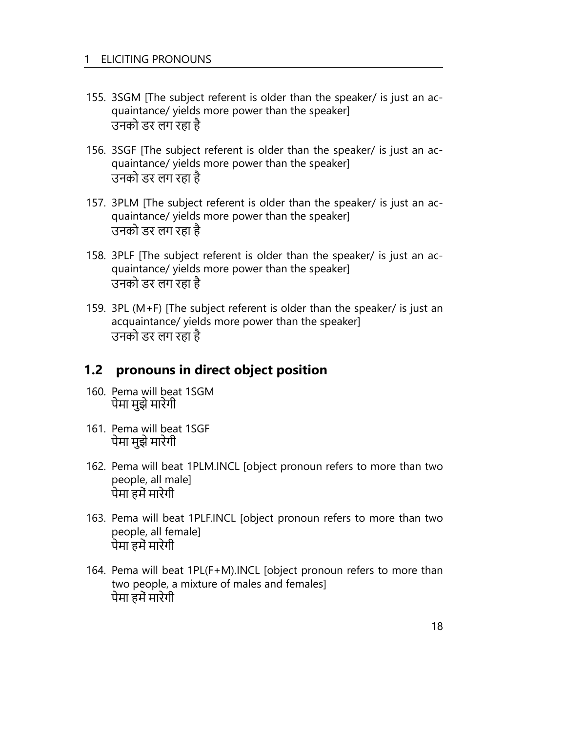155. 3SGM [The subject referent is older than the speaker/ is just an acquaintance/ yields more power than the speaker]
उनको डर लग रहा है

156. 3SGF [The subject referent is older than the speaker/ is just an acquaintance/ yields more power than the speaker]
उनको डर लग रहा है

157. 3PLM [The subject referent is older than the speaker/ is just an acquaintance/ yields more power than the speaker]
उनको डर लग रहा है

158. 3PLF [The subject referent is older than the speaker/ is just an acquaintance/ yields more power than the speaker]
उनको डर लग रहा है

159. 3PL (M+F) [The subject referent is older than the speaker/ is just an acquaintance/ yields more power than the speaker]
उनको डर लग रहा है

## 1.2 pronouns in direct object position

160. Pema will beat 1SGM
पेमा मुझे मारेगी

161. Pema will beat 1SGF
पेमा मुझे मारेगी

162. Pema will beat 1PLM.INCL [object pronoun refers to more than two people, all male]
पेमा हमें मारेगी

163. Pema will beat 1PLF.INCL [object pronoun refers to more than two people, all female]
पेमा हमें मारेगी

164. Pema will beat 1PL(F+M).INCL [object pronoun refers to more than two people, a mixture of males and females]
पेमा हमें मारेगी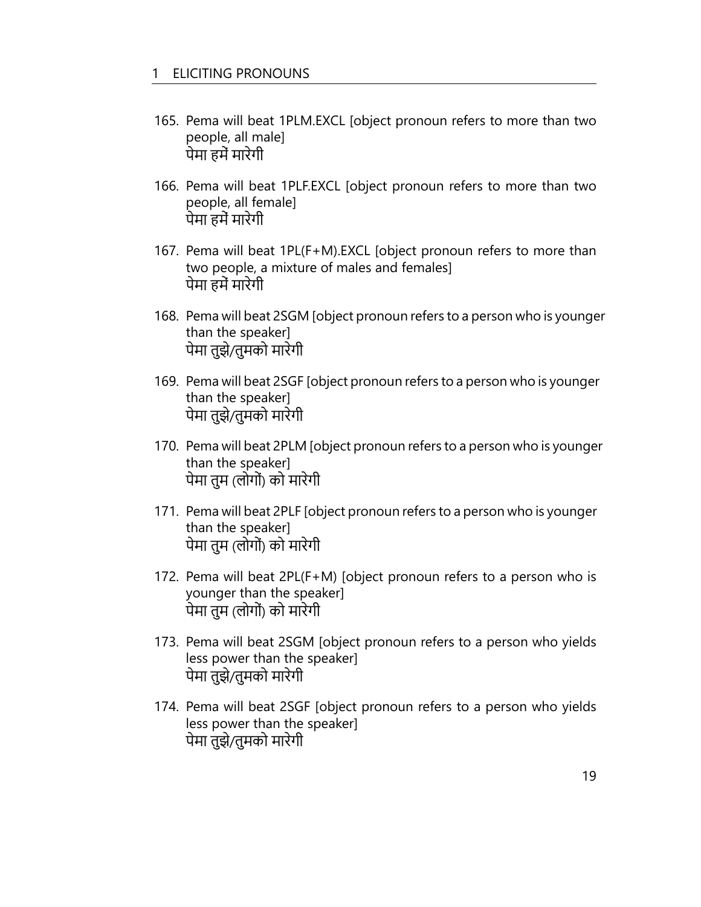165. Pema will beat 1PLM.EXCL [object pronoun refers to more than two people, all male]
     पेमा हमें मारेगी

166. Pema will beat 1PLF.EXCL [object pronoun refers to more than two people, all female]
     पेमा हमें मारेगी

167. Pema will beat 1PL(F+M).EXCL [object pronoun refers to more than two people, a mixture of males and females]
     पेमा हमें मारेगी

168. Pema will beat 2SGM [object pronoun refers to a person who is younger than the speaker]
     पेमा तुझे/तुमको मारेगी

169. Pema will beat 2SGF [object pronoun refers to a person who is younger than the speaker]
     पेमा तुझे/तुमको मारेगी

170. Pema will beat 2PLM [object pronoun refers to a person who is younger than the speaker]
     पेमा तुम (लोगों) को मारेगी

171. Pema will beat 2PLF [object pronoun refers to a person who is younger than the speaker]
     पेमा तुम (लोगों) को मारेगी

172. Pema will beat 2PL(F+M) [object pronoun refers to a person who is younger than the speaker]
     पेमा तुम (लोगों) को मारेगी

173. Pema will beat 2SGM [object pronoun refers to a person who yields less power than the speaker]
     पेमा तुझे/तुमको मारेगी

174. Pema will beat 2SGF [object pronoun refers to a person who yields less power than the speaker]
     पेमा तुझे/तुमको मारेगी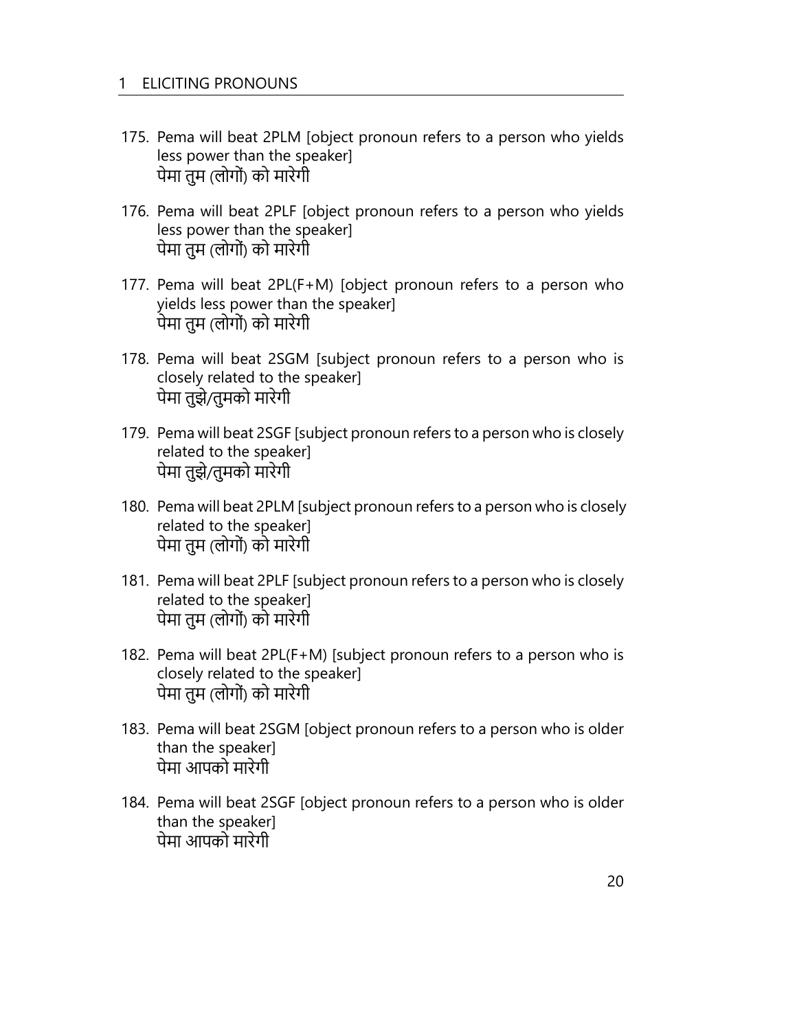175. Pema will beat 2PLM [object pronoun refers to a person who yields less power than the speaker]
     पेमा तुम (लोगों) को मारेगी

176. Pema will beat 2PLF [object pronoun refers to a person who yields less power than the speaker]
     पेमा तुम (लोगों) को मारेगी

177. Pema will beat 2PL(F+M) [object pronoun refers to a person who yields less power than the speaker]
     पेमा तुम (लोगों) को मारेगी

178. Pema will beat 2SGM [subject pronoun refers to a person who is closely related to the speaker]
     पेमा तुझे/तुमको मारेगी

179. Pema will beat 2SGF [subject pronoun refers to a person who is closely related to the speaker]
     पेमा तुझे/तुमको मारेगी

180. Pema will beat 2PLM [subject pronoun refers to a person who is closely related to the speaker]
     पेमा तुम (लोगों) को मारेगी

181. Pema will beat 2PLF [subject pronoun refers to a person who is closely related to the speaker]
     पेमा तुम (लोगों) को मारेगी

182. Pema will beat 2PL(F+M) [subject pronoun refers to a person who is closely related to the speaker]
     पेमा तुम (लोगों) को मारेगी

183. Pema will beat 2SGM [object pronoun refers to a person who is older than the speaker]
     पेमा आपको मारेगी

184. Pema will beat 2SGF [object pronoun refers to a person who is older than the speaker]
     पेमा आपको मारेगी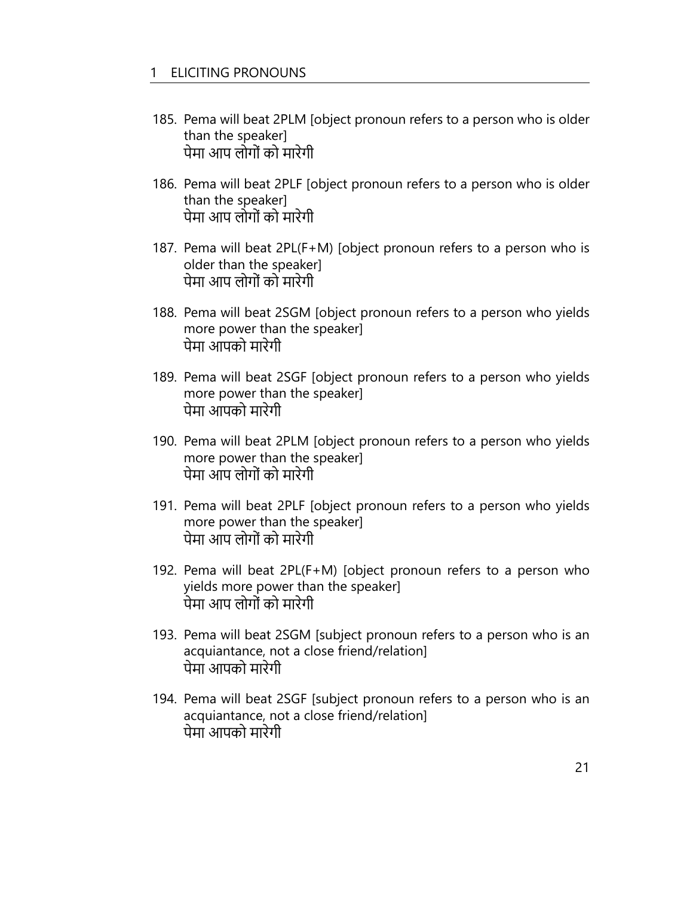185. Pema will beat 2PLM [object pronoun refers to a person who is older than the speaker]
पेमा आप लोगों को मारेगी

186. Pema will beat 2PLF [object pronoun refers to a person who is older than the speaker]
पेमा आप लोगों को मारेगी

187. Pema will beat 2PL(F+M) [object pronoun refers to a person who is older than the speaker]
पेमा आप लोगों को मारेगी

188. Pema will beat 2SGM [object pronoun refers to a person who yields more power than the speaker]
पेमा आपको मारेगी

189. Pema will beat 2SGF [object pronoun refers to a person who yields more power than the speaker]
पेमा आपको मारेगी

190. Pema will beat 2PLM [object pronoun refers to a person who yields more power than the speaker]
पेमा आप लोगों को मारेगी

191. Pema will beat 2PLF [object pronoun refers to a person who yields more power than the speaker]
पेमा आप लोगों को मारेगी

192. Pema will beat 2PL(F+M) [object pronoun refers to a person who yields more power than the speaker]
पेमा आप लोगों को मारेगी

193. Pema will beat 2SGM [subject pronoun refers to a person who is an acquiantance, not a close friend/relation]
पेमा आपको मारेगी

194. Pema will beat 2SGF [subject pronoun refers to a person who is an acquiantance, not a close friend/relation]
पेमा आपको मारेगी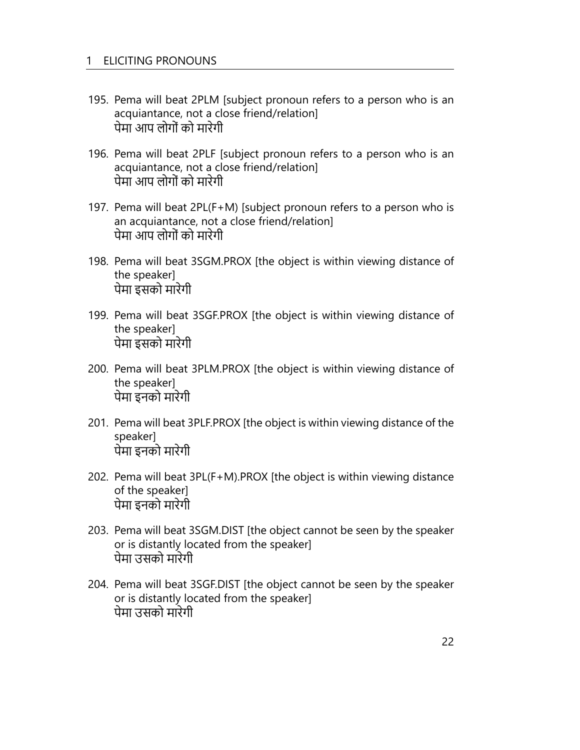195. Pema will beat 2PLM [subject pronoun refers to a person who is an acquiantance, not a close friend/relation]
   पेमा आप लोगों को मारेगी

196. Pema will beat 2PLF [subject pronoun refers to a person who is an acquiantance, not a close friend/relation]
   पेमा आप लोगों को मारेगी

197. Pema will beat 2PL(F+M) [subject pronoun refers to a person who is an acquiantance, not a close friend/relation]
   पेमा आप लोगों को मारेगी

198. Pema will beat 3SGM.PROX [the object is within viewing distance of the speaker]
   पेमा इसको मारेगी

199. Pema will beat 3SGF.PROX [the object is within viewing distance of the speaker]
   पेमा इसको मारेगी

200. Pema will beat 3PLM.PROX [the object is within viewing distance of the speaker]
   पेमा इनको मारेगी

201. Pema will beat 3PLF.PROX [the object is within viewing distance of the speaker]
   पेमा इनको मारेगी

202. Pema will beat 3PL(F+M).PROX [the object is within viewing distance of the speaker]
   पेमा इनको मारेगी

203. Pema will beat 3SGM.DIST [the object cannot be seen by the speaker or is distantly located from the speaker]
   पेमा उसको मारेगी

204. Pema will beat 3SGF.DIST [the object cannot be seen by the speaker or is distantly located from the speaker]
   पेमा उसको मारेगी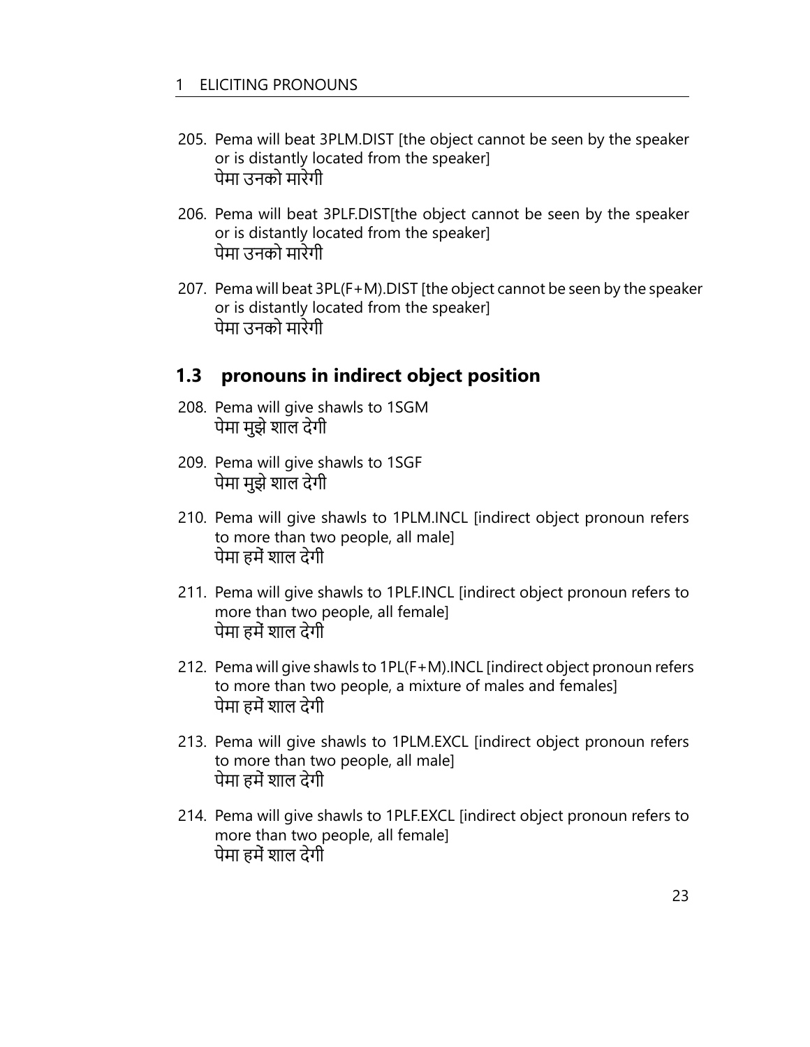205. Pema will beat 3PLM.DIST [the object cannot be seen by the speaker or is distantly located from the speaker]
 पेमा उनको मारेगी

206. Pema will beat 3PLF.DIST[the object cannot be seen by the speaker or is distantly located from the speaker]
 पेमा उनको मारेगी

207. Pema will beat 3PL(F+M).DIST [the object cannot be seen by the speaker or is distantly located from the speaker]
 पेमा उनको मारेगी

## 1.3 pronouns in indirect object position

208. Pema will give shawls to 1SGM
 पेमा मुझे शाल देगी

209. Pema will give shawls to 1SGF
 पेमा मुझे शाल देगी

210. Pema will give shawls to 1PLM.INCL [indirect object pronoun refers to more than two people, all male]
 पेमा हमें शाल देगी

211. Pema will give shawls to 1PLF.INCL [indirect object pronoun refers to more than two people, all female]
 पेमा हमें शाल देगी

212. Pema will give shawls to 1PL(F+M).INCL [indirect object pronoun refers to more than two people, a mixture of males and females]
 पेमा हमें शाल देगी

213. Pema will give shawls to 1PLM.EXCL [indirect object pronoun refers to more than two people, all male]
 पेमा हमें शाल देगी

214. Pema will give shawls to 1PLF.EXCL [indirect object pronoun refers to more than two people, all female]
 पेमा हमें शाल देगी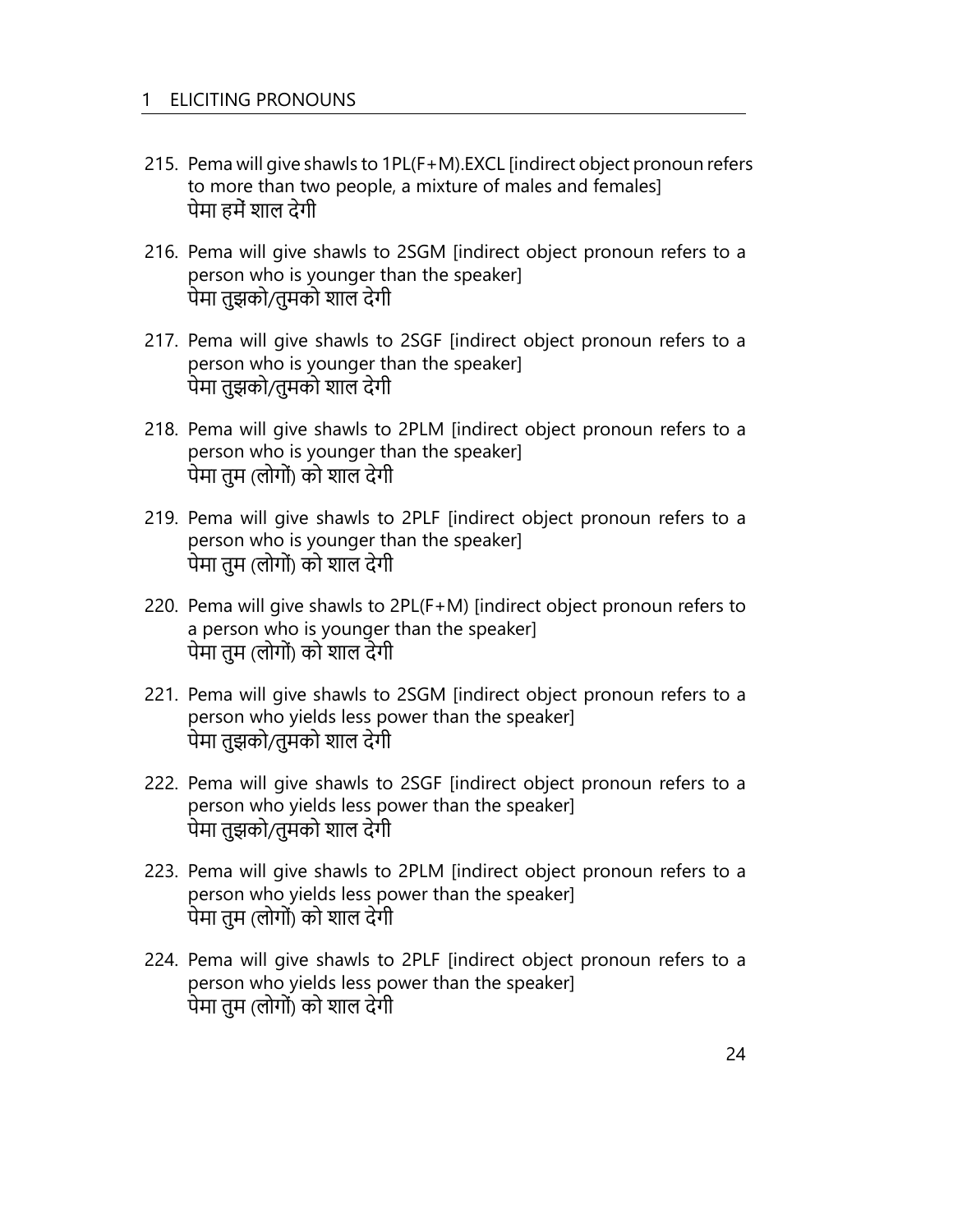215. Pema will give shawls to 1PL(F+M).EXCL [indirect object pronoun refers to more than two people, a mixture of males and females]
   पेमा हमें शाल देगी

216. Pema will give shawls to 2SGM [indirect object pronoun refers to a person who is younger than the speaker]
   पेमा तुझको/तुमको शाल देगी

217. Pema will give shawls to 2SGF [indirect object pronoun refers to a person who is younger than the speaker]
   पेमा तुझको/तुमको शाल देगी

218. Pema will give shawls to 2PLM [indirect object pronoun refers to a person who is younger than the speaker]
   पेमा तुम (लोगों) को शाल देगी

219. Pema will give shawls to 2PLF [indirect object pronoun refers to a person who is younger than the speaker]
   पेमा तुम (लोगों) को शाल देगी

220. Pema will give shawls to 2PL(F+M) [indirect object pronoun refers to a person who is younger than the speaker]
   पेमा तुम (लोगों) को शाल देगी

221. Pema will give shawls to 2SGM [indirect object pronoun refers to a person who yields less power than the speaker]
   पेमा तुझको/तुमको शाल देगी

222. Pema will give shawls to 2SGF [indirect object pronoun refers to a person who yields less power than the speaker]
   पेमा तुझको/तुमको शाल देगी

223. Pema will give shawls to 2PLM [indirect object pronoun refers to a person who yields less power than the speaker]
   पेमा तुम (लोगों) को शाल देगी

224. Pema will give shawls to 2PLF [indirect object pronoun refers to a person who yields less power than the speaker]
   पेमा तुम (लोगों) को शाल देगी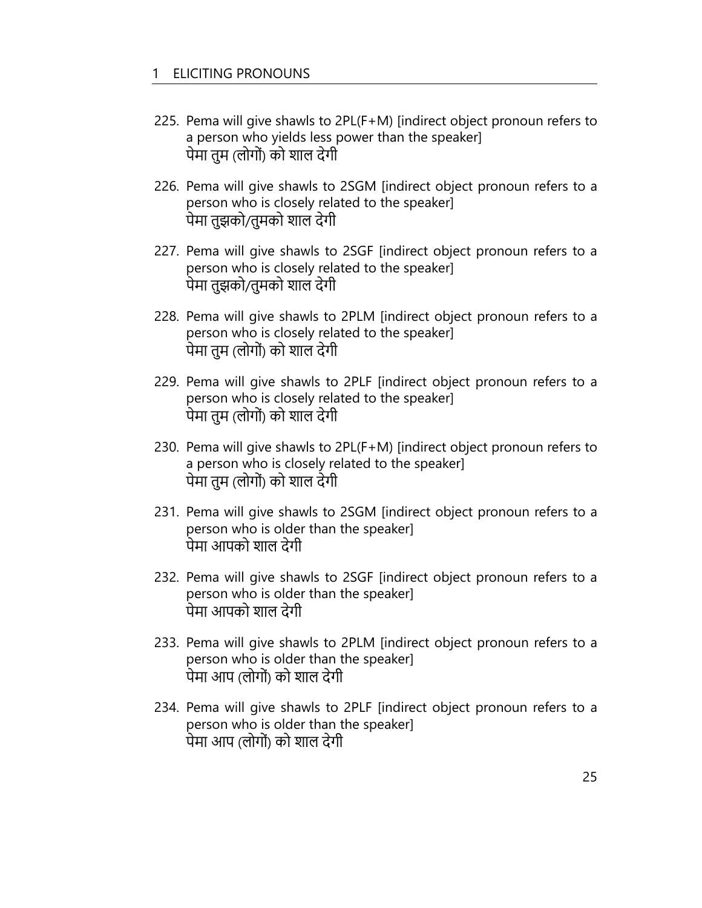225. Pema will give shawls to 2PL(F+M) [indirect object pronoun refers to a person who yields less power than the speaker]
   पेमा तुम (लोगों) को शाल देगी

226. Pema will give shawls to 2SGM [indirect object pronoun refers to a person who is closely related to the speaker]
   पेमा तुझको/तुमको शाल देगी

227. Pema will give shawls to 2SGF [indirect object pronoun refers to a person who is closely related to the speaker]
   पेमा तुझको/तुमको शाल देगी

228. Pema will give shawls to 2PLM [indirect object pronoun refers to a person who is closely related to the speaker]
   पेमा तुम (लोगों) को शाल देगी

229. Pema will give shawls to 2PLF [indirect object pronoun refers to a person who is closely related to the speaker]
   पेमा तुम (लोगों) को शाल देगी

230. Pema will give shawls to 2PL(F+M) [indirect object pronoun refers to a person who is closely related to the speaker]
   पेमा तुम (लोगों) को शाल देगी

231. Pema will give shawls to 2SGM [indirect object pronoun refers to a person who is older than the speaker]
   पेमा आपको शाल देगी

232. Pema will give shawls to 2SGF [indirect object pronoun refers to a person who is older than the speaker]
   पेमा आपको शाल देगी

233. Pema will give shawls to 2PLM [indirect object pronoun refers to a person who is older than the speaker]
   पेमा आप (लोगों) को शाल देगी

234. Pema will give shawls to 2PLF [indirect object pronoun refers to a person who is older than the speaker]
   पेमा आप (लोगों) को शाल देगी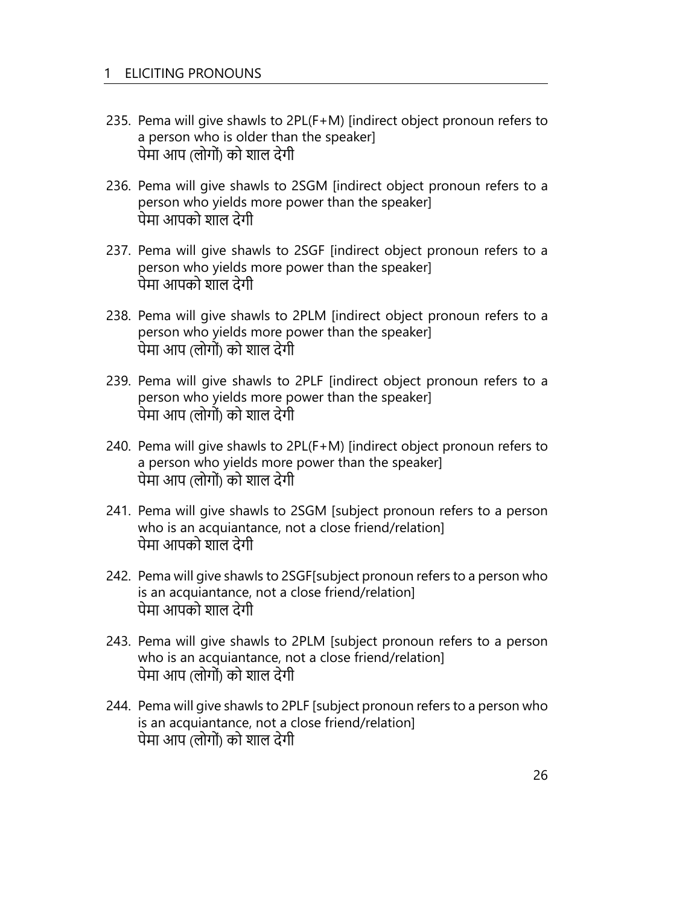235. Pema will give shawls to 2PL(F+M) [indirect object pronoun refers to a person who is older than the speaker]
     पेमा आप (लोगों) को शाल देगी

236. Pema will give shawls to 2SGM [indirect object pronoun refers to a person who yields more power than the speaker]
     पेमा आपको शाल देगी

237. Pema will give shawls to 2SGF [indirect object pronoun refers to a person who yields more power than the speaker]
     पेमा आपको शाल देगी

238. Pema will give shawls to 2PLM [indirect object pronoun refers to a person who yields more power than the speaker]
     पेमा आप (लोगों) को शाल देगी

239. Pema will give shawls to 2PLF [indirect object pronoun refers to a person who yields more power than the speaker]
     पेमा आप (लोगों) को शाल देगी

240. Pema will give shawls to 2PL(F+M) [indirect object pronoun refers to a person who yields more power than the speaker]
     पेमा आप (लोगों) को शाल देगी

241. Pema will give shawls to 2SGM [subject pronoun refers to a person who is an acquiantance, not a close friend/relation]
     पेमा आपको शाल देगी

242. Pema will give shawls to 2SGF[subject pronoun refers to a person who is an acquiantance, not a close friend/relation]
     पेमा आपको शाल देगी

243. Pema will give shawls to 2PLM [subject pronoun refers to a person who is an acquiantance, not a close friend/relation]
     पेमा आप (लोगों) को शाल देगी

244. Pema will give shawls to 2PLF [subject pronoun refers to a person who is an acquiantance, not a close friend/relation]
     पेमा आप (लोगों) को शाल देगी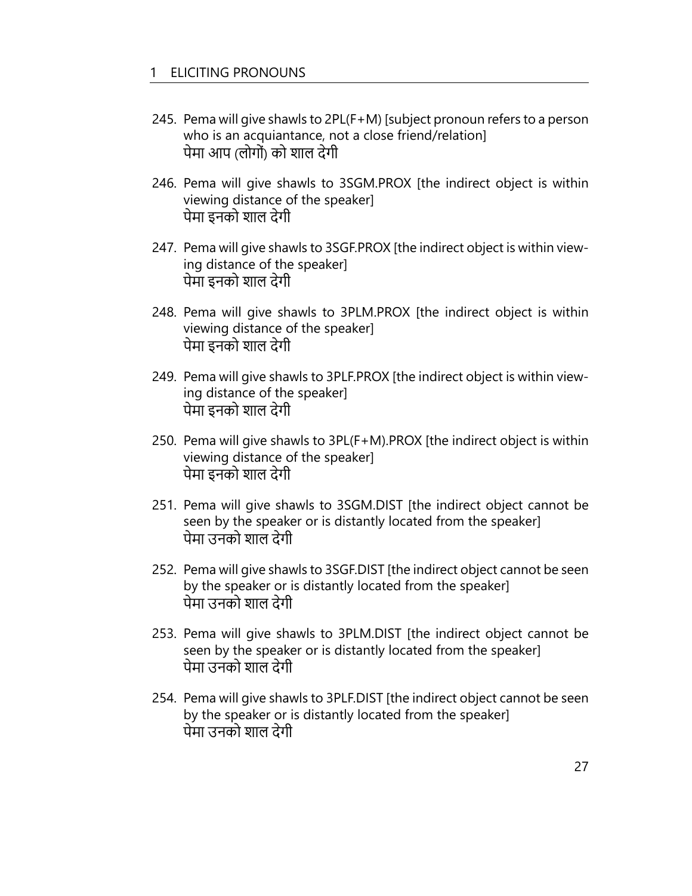245. Pema will give shawls to 2PL(F+M) [subject pronoun refers to a person who is an acquiantance, not a close friend/relation]
     पेमा आप (लोगों) को शाल देगी

246. Pema will give shawls to 3SGM.PROX [the indirect object is within viewing distance of the speaker]
     पेमा इनको शाल देगी

247. Pema will give shawls to 3SGF.PROX [the indirect object is within viewing distance of the speaker]
     पेमा इनको शाल देगी

248. Pema will give shawls to 3PLM.PROX [the indirect object is within viewing distance of the speaker]
     पेमा इनको शाल देगी

249. Pema will give shawls to 3PLF.PROX [the indirect object is within viewing distance of the speaker]
     पेमा इनको शाल देगी

250. Pema will give shawls to 3PL(F+M).PROX [the indirect object is within viewing distance of the speaker]
     पेमा इनको शाल देगी

251. Pema will give shawls to 3SGM.DIST [the indirect object cannot be seen by the speaker or is distantly located from the speaker]
     पेमा उनको शाल देगी

252. Pema will give shawls to 3SGF.DIST [the indirect object cannot be seen by the speaker or is distantly located from the speaker]
     पेमा उनको शाल देगी

253. Pema will give shawls to 3PLM.DIST [the indirect object cannot be seen by the speaker or is distantly located from the speaker]
     पेमा उनको शाल देगी

254. Pema will give shawls to 3PLF.DIST [the indirect object cannot be seen by the speaker or is distantly located from the speaker]
     पेमा उनको शाल देगी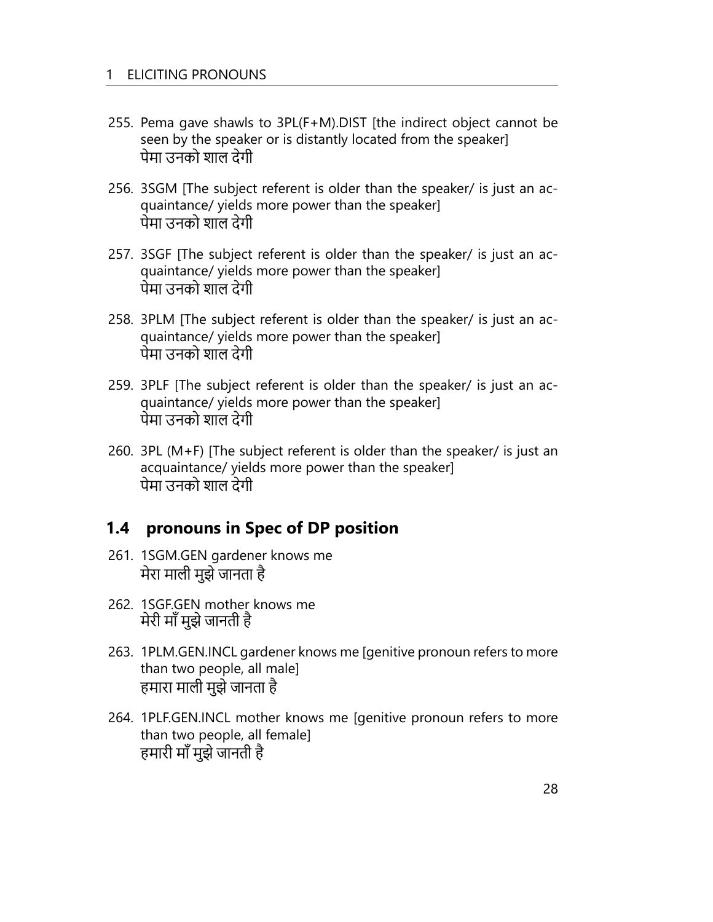255. Pema gave shawls to 3PL(F+M).DIST [the indirect object cannot be seen by the speaker or is distantly located from the speaker]
पेमा उनको शाल देगी

256. 3SGM [The subject referent is older than the speaker/ is just an acquaintance/ yields more power than the speaker]
पेमा उनको शाल देगी

257. 3SGF [The subject referent is older than the speaker/ is just an acquaintance/ yields more power than the speaker]
पेमा उनको शाल देगी

258. 3PLM [The subject referent is older than the speaker/ is just an acquaintance/ yields more power than the speaker]
पेमा उनको शाल देगी

259. 3PLF [The subject referent is older than the speaker/ is just an acquaintance/ yields more power than the speaker]
पेमा उनको शाल देगी

260. 3PL (M+F) [The subject referent is older than the speaker/ is just an acquaintance/ yields more power than the speaker]
पेमा उनको शाल देगी

## 1.4 pronouns in Spec of DP position

261. 1SGM.GEN gardener knows me
मेरा माली मुझे जानता है

262. 1SGF.GEN mother knows me
मेरी माँ मुझे जानती है

263. 1PLM.GEN.INCL gardener knows me [genitive pronoun refers to more than two people, all male]
हमारा माली मुझे जानता है

264. 1PLF.GEN.INCL mother knows me [genitive pronoun refers to more than two people, all female]
हमारी माँ मुझे जानती है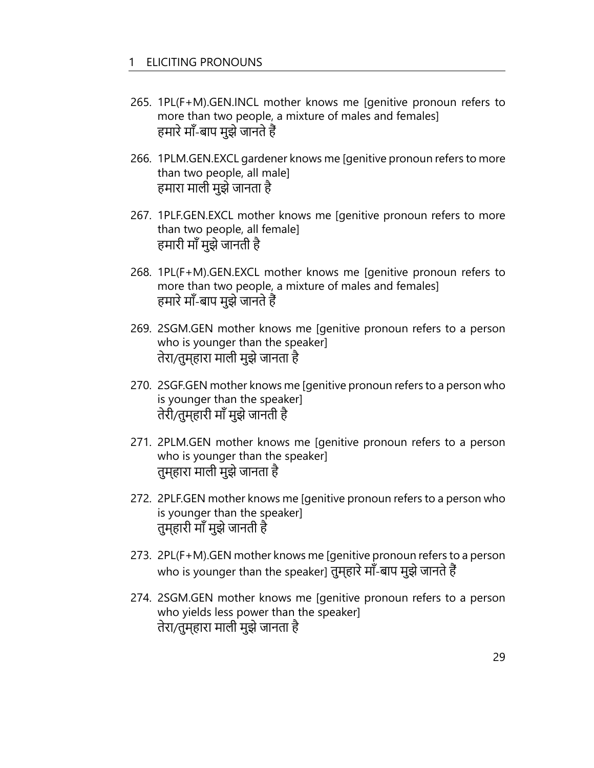265. 1PL(F+M).GEN.INCL mother knows me [genitive pronoun refers to more than two people, a mixture of males and females]
हमारे माँ-बाप मुझे जानते हैं

266. 1PLM.GEN.EXCL gardener knows me [genitive pronoun refers to more than two people, all male]
हमारा माली मुझे जानता है

267. 1PLF.GEN.EXCL mother knows me [genitive pronoun refers to more than two people, all female]
हमारी माँ मुझे जानती है

268. 1PL(F+M).GEN.EXCL mother knows me [genitive pronoun refers to more than two people, a mixture of males and females]
हमारे माँ-बाप मुझे जानते हैं

269. 2SGM.GEN mother knows me [genitive pronoun refers to a person who is younger than the speaker]
तेरा/तुम्हारा माली मुझे जानता है

270. 2SGF.GEN mother knows me [genitive pronoun refers to a person who is younger than the speaker]
तेरी/तुम्हारी माँ मुझे जानती है

271. 2PLM.GEN mother knows me [genitive pronoun refers to a person who is younger than the speaker]
तुम्हारा माली मुझे जानता है

272. 2PLF.GEN mother knows me [genitive pronoun refers to a person who is younger than the speaker]
तुम्हारी माँ मुझे जानती है

273. 2PL(F+M).GEN mother knows me [genitive pronoun refers to a person who is younger than the speaker] तुम्हारे माँ-बाप मुझे जानते हैं

274. 2SGM.GEN mother knows me [genitive pronoun refers to a person who yields less power than the speaker]
तेरा/तुम्हारा माली मुझे जानता है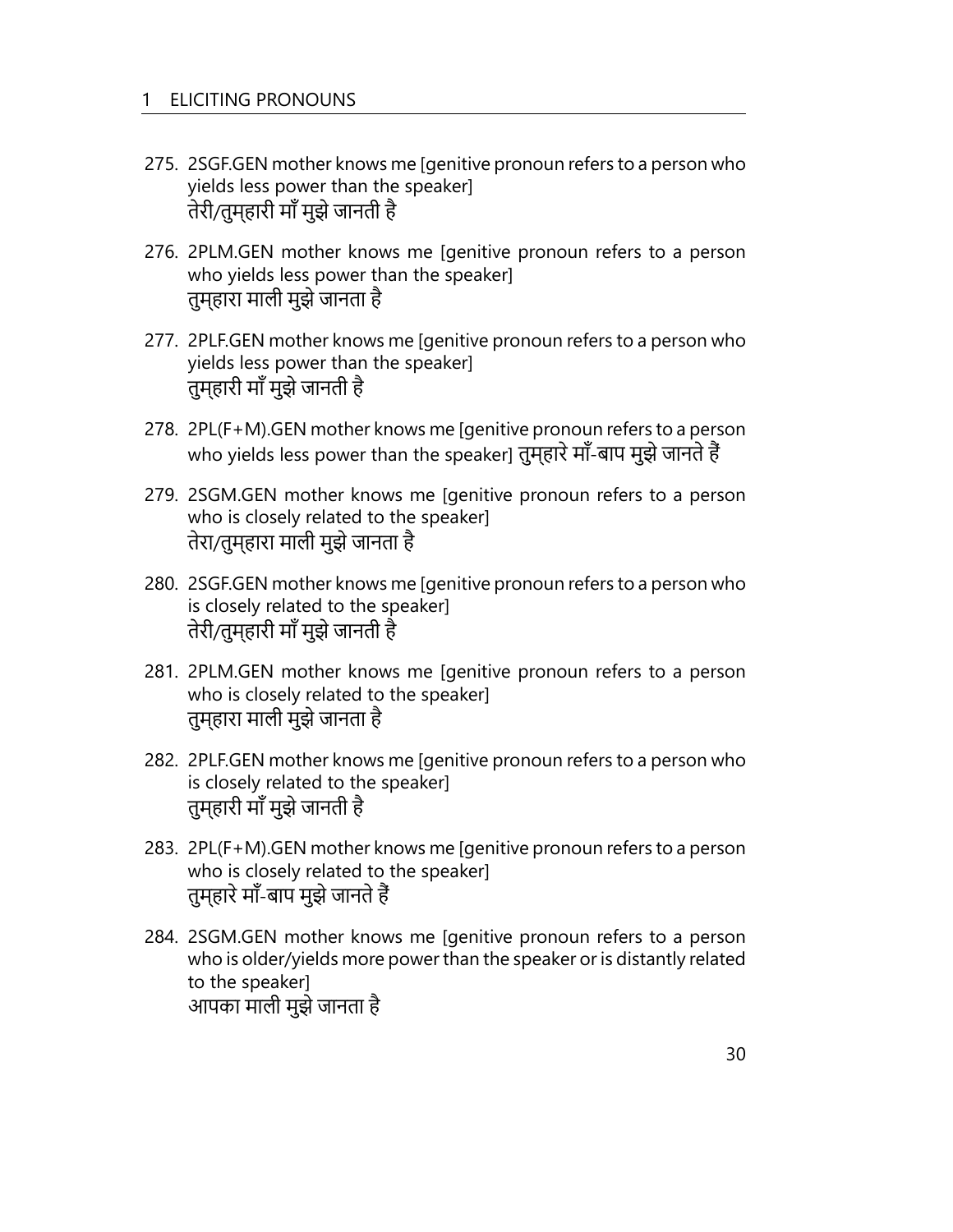275. 2SGF.GEN mother knows me [genitive pronoun refers to a person who yields less power than the speaker]
तेरी/तुम्हारी माँ मुझे जानती है

276. 2PLM.GEN mother knows me [genitive pronoun refers to a person who yields less power than the speaker]
तुम्हारा माली मुझे जानता है

277. 2PLF.GEN mother knows me [genitive pronoun refers to a person who yields less power than the speaker]
तुम्हारी माँ मुझे जानती है

278. 2PL(F+M).GEN mother knows me [genitive pronoun refers to a person who yields less power than the speaker] तुम्हारे माँ-बाप मुझे जानते हैं

279. 2SGM.GEN mother knows me [genitive pronoun refers to a person who is closely related to the speaker]
तेरा/तुम्हारा माली मुझे जानता है

280. 2SGF.GEN mother knows me [genitive pronoun refers to a person who is closely related to the speaker]
तेरी/तुम्हारी माँ मुझे जानती है

281. 2PLM.GEN mother knows me [genitive pronoun refers to a person who is closely related to the speaker]
तुम्हारा माली मुझे जानता है

282. 2PLF.GEN mother knows me [genitive pronoun refers to a person who is closely related to the speaker]
तुम्हारी माँ मुझे जानती है

283. 2PL(F+M).GEN mother knows me [genitive pronoun refers to a person who is closely related to the speaker]
तुम्हारे माँ-बाप मुझे जानते हैं

284. 2SGM.GEN mother knows me [genitive pronoun refers to a person who is older/yields more power than the speaker or is distantly related to the speaker]
आपका माली मुझे जानता है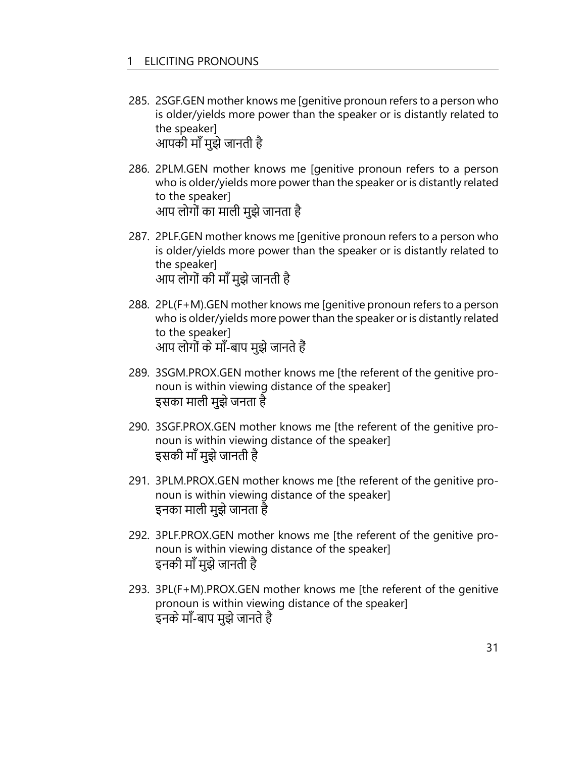285. 2SGF.GEN mother knows me [genitive pronoun refers to a person who is older/yields more power than the speaker or is distantly related to the speaker]
आपकी माँ मुझे जानती है

286. 2PLM.GEN mother knows me [genitive pronoun refers to a person who is older/yields more power than the speaker or is distantly related to the speaker]
आप लोगों का माली मुझे जानता है

287. 2PLF.GEN mother knows me [genitive pronoun refers to a person who is older/yields more power than the speaker or is distantly related to the speaker]
आप लोगों की माँ मुझे जानती है

288. 2PL(F+M).GEN mother knows me [genitive pronoun refers to a person who is older/yields more power than the speaker or is distantly related to the speaker]
आप लोगों के माँ-बाप मुझे जानते हैं

289. 3SGM.PROX.GEN mother knows me [the referent of the genitive pronoun is within viewing distance of the speaker]
इसका माली मुझे जनता है

290. 3SGF.PROX.GEN mother knows me [the referent of the genitive pronoun is within viewing distance of the speaker]
इसकी माँ मुझे जानती है

291. 3PLM.PROX.GEN mother knows me [the referent of the genitive pronoun is within viewing distance of the speaker]
इनका माली मुझे जानता है

292. 3PLF.PROX.GEN mother knows me [the referent of the genitive pronoun is within viewing distance of the speaker]
इनकी माँ मुझे जानती है

293. 3PL(F+M).PROX.GEN mother knows me [the referent of the genitive pronoun is within viewing distance of the speaker]
इनके माँ-बाप मुझे जानते है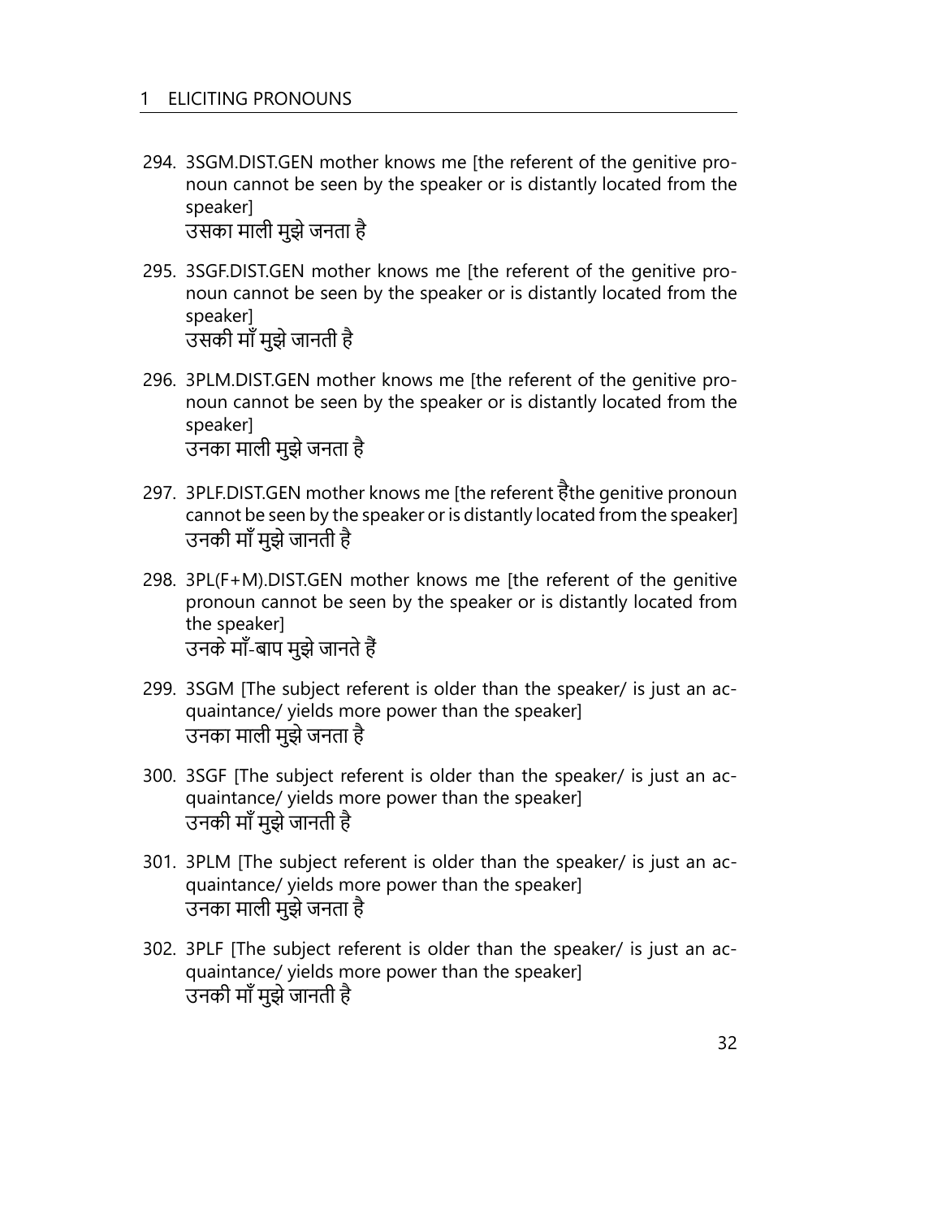294. 3SGM.DIST.GEN mother knows me [the referent of the genitive pronoun cannot be seen by the speaker or is distantly located from the speaker]
उसका माली मुझे जनता है

295. 3SGF.DIST.GEN mother knows me [the referent of the genitive pronoun cannot be seen by the speaker or is distantly located from the speaker]
उसकी माँ मुझे जानती है

296. 3PLM.DIST.GEN mother knows me [the referent of the genitive pronoun cannot be seen by the speaker or is distantly located from the speaker]
उनका माली मुझे जनता है

297. 3PLF.DIST.GEN mother knows me [the referent हैthe genitive pronoun cannot be seen by the speaker or is distantly located from the speaker]
उनकी माँ मुझे जानती है

298. 3PL(F+M).DIST.GEN mother knows me [the referent of the genitive pronoun cannot be seen by the speaker or is distantly located from the speaker]
उनके माँ-बाप मुझे जानते हैं

299. 3SGM [The subject referent is older than the speaker/ is just an acquaintance/ yields more power than the speaker]
उनका माली मुझे जनता है

300. 3SGF [The subject referent is older than the speaker/ is just an acquaintance/ yields more power than the speaker]
उनकी माँ मुझे जानती है

301. 3PLM [The subject referent is older than the speaker/ is just an acquaintance/ yields more power than the speaker]
उनका माली मुझे जनता है

302. 3PLF [The subject referent is older than the speaker/ is just an acquaintance/ yields more power than the speaker]
उनकी माँ मुझे जानती है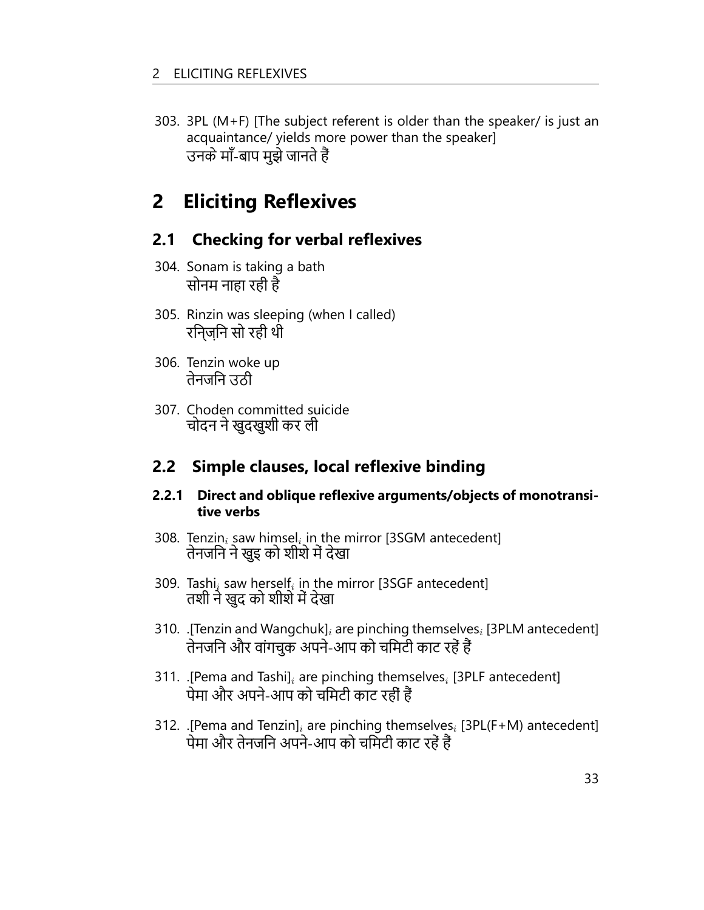303. 3PL (M+F) [The subject referent is older than the speaker/ is just an acquaintance/ yields more power than the speaker]
उनके माँ-बाप मुझे जानते हैं

# 2 Eliciting Reflexives

## 2.1 Checking for verbal reflexives

304. Sonam is taking a bath
सोनम नाहा रही है

305. Rinzin was sleeping (when I called)
रन्ज़िनि सो रही थी

306. Tenzin woke up
तेनजनि उठी

307. Choden committed suicide
चोदन ने खुदखुशी कर ली

## 2.2 Simple clauses, local reflexive binding

### 2.2.1 Direct and oblique reflexive arguments/objects of monotransitive verbs

308. Tenzin$_i$ saw himsel$_i$ in the mirror [3SGM antecedent]
तेनजनि ने खुद को शीशे में देखा

309. Tashi$_i$ saw herself$_i$ in the mirror [3SGF antecedent]
तशी ने खुद को शीशे में देखा

310. .[Tenzin and Wangchuk]$_i$ are pinching themselves$_i$ [3PLM antecedent]
तेनजनि और वांगचुक अपने-आप को चमिटी काट रहें हैं

311. .[Pema and Tashi]$_i$ are pinching themselves$_i$ [3PLF antecedent]
पेमा और अपने-आप को चमिटी काट रहीं हैं

312. .[Pema and Tenzin]$_i$ are pinching themselves$_i$ [3PL(F+M) antecedent]
पेमा और तेनजनि अपने-आप को चमिटी काट रहें हैं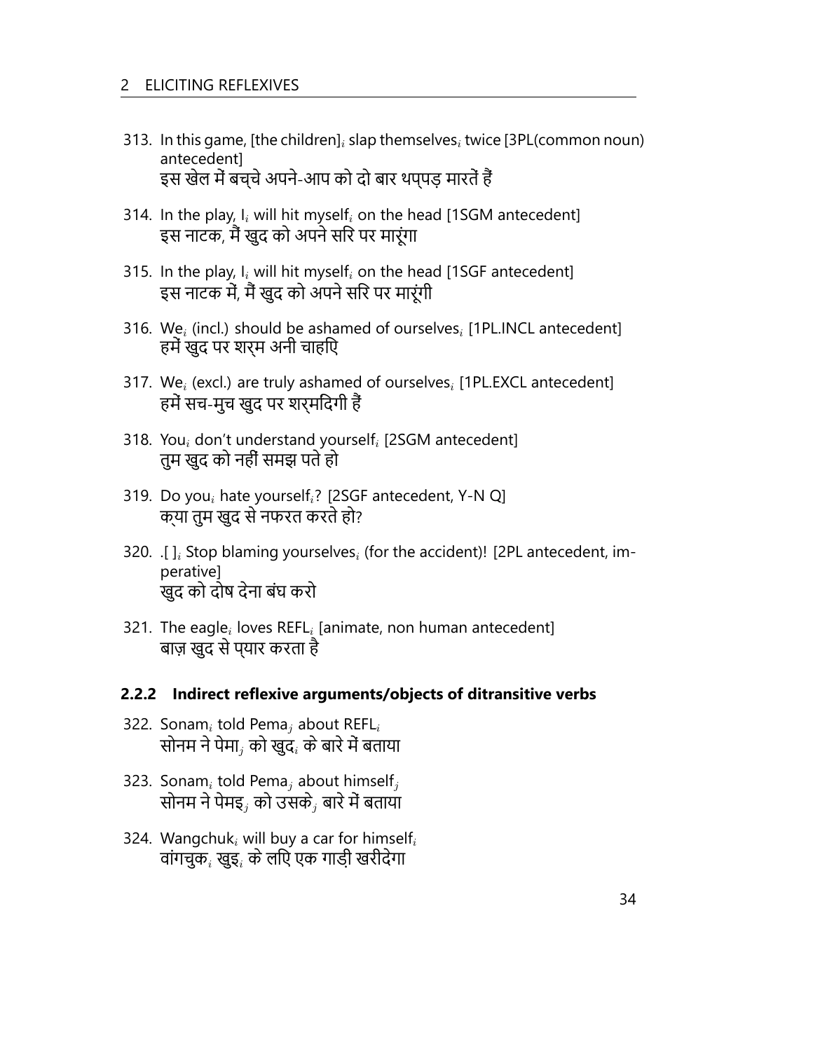313. In this game, [the children]$_i$ slap themselves$_i$ twice [3PL(common noun) antecedent]
इस खेल में बच्चे अपने-आप को दो बार थप्पड़ मारतें हैं

314. In the play, I$_i$ will hit myself$_i$ on the head [1SGM antecedent]
इस नाटक, मैं खुद को अपने सिर पर मारूंगा

315. In the play, I$_i$ will hit myself$_i$ on the head [1SGF antecedent]
इस नाटक में, मैं खुद को अपने सिर पर मारूंगी

316. We$_i$ (incl.) should be ashamed of ourselves$_i$ [1PL.INCL antecedent]
हमें खुद पर शर्म अनी चाहिए

317. We$_i$ (excl.) are truly ashamed of ourselves$_i$ [1PL.EXCL antecedent]
हमें सच-मुच खुद पर शर्मिंदगी हैं

318. You$_i$ don't understand yourself$_i$ [2SGM antecedent]
तुम खुद को नहीं समझ पते हो

319. Do you$_i$ hate yourself$_i$? [2SGF antecedent, Y-N Q]
क्या तुम खुद से नफरत करते हो?

320. .[ ]$_i$ Stop blaming yourselves$_i$ (for the accident)! [2PL antecedent, imperative]
खुद को दोष देना बंघ करो

321. The eagle$_i$ loves REFL$_i$ [animate, non human antecedent]
बाज़ खुद से प्यार करता है

### 2.2.2 Indirect reflexive arguments/objects of ditransitive verbs

322. Sonam$_i$ told Pema$_j$ about REFL$_i$
सोनम ने पेमा$_j$ को खुद$_i$ के बारे में बताया

323. Sonam$_i$ told Pema$_j$ about himself$_j$
सोनम ने पेमइ$_j$ को उसके$_j$ बारे में बताया

324. Wangchuk$_i$ will buy a car for himself$_i$
वांगचुक$_i$ खुइ$_i$ के लिए एक गाड़ी खरीदेगा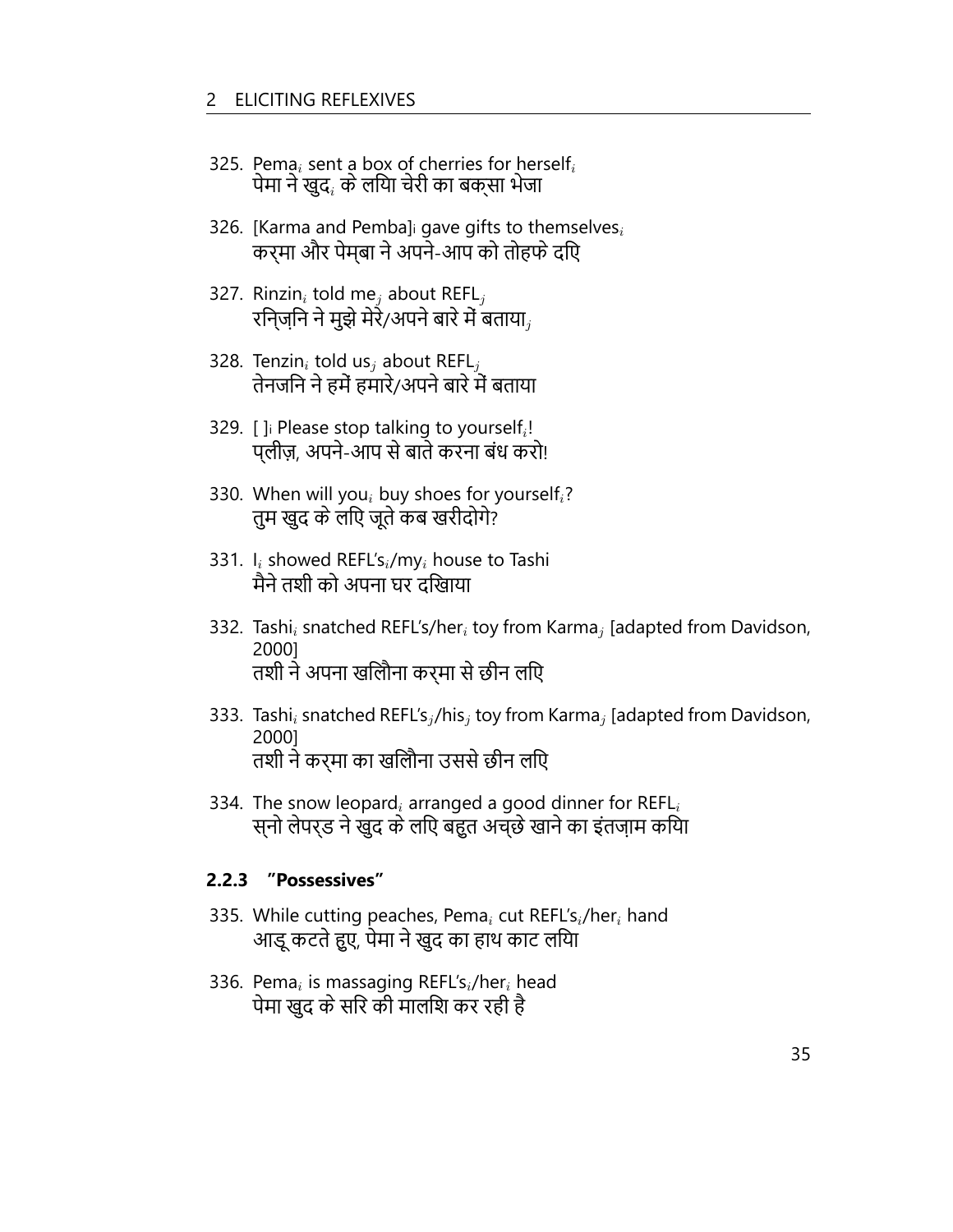325. Pema$_i$ sent a box of cherries for herself$_i$
     पेमा ने खुद$_i$ के लिया चेरी का बक्सा भेजा

326. [Karma and Pemba]i gave gifts to themselves$_i$
     कर्मा और पेम्बा ने अपने-आप को तोहफे दिए

327. Rinzin$_i$ told me$_j$ about REFL$_j$
     रिन्ज़िन ने मुझे मेरे/अपने बारे में बताया$_j$

328. Tenzin$_i$ told us$_j$ about REFL$_j$
     तेनजिन ने हमें हमारे/अपने बारे में बताया

329. [ ]i Please stop talking to yourself$_i$!
     प्लीज़, अपने-आप से बाते करना बंध करो!

330. When will you$_i$ buy shoes for yourself$_i$?
     तुम खुद के लिए जूते कब खरीदोगे?

331. I$_i$ showed REFL's$_i$/my$_i$ house to Tashi
     मैने तशी को अपना घर दिखाया

332. Tashi$_i$ snatched REFL's/her$_i$ toy from Karma$_j$ [adapted from Davidson, 2000]
     तशी ने अपना खिलौना कर्मा से छीन लिए

333. Tashi$_i$ snatched REFL's$_j$/his$_j$ toy from Karma$_j$ [adapted from Davidson, 2000]
     तशी ने कर्मा का खिलौना उससे छीन लिए

334. The snow leopard$_i$ arranged a good dinner for REFL$_i$
     स्नो लेपर्ड ने खुद के लिए बहुत अच्छे खाने का इंतज़ाम किया

#### 2.2.3 "Possessives"

335. While cutting peaches, Pema$_i$ cut REFL's$_i$/her$_i$ hand
     आड़ू कटते हुए, पेमा ने खुद का हाथ काट लिया

336. Pema$_i$ is massaging REFL's$_i$/her$_i$ head
     पेमा खुद के सिर की मालिश कर रही है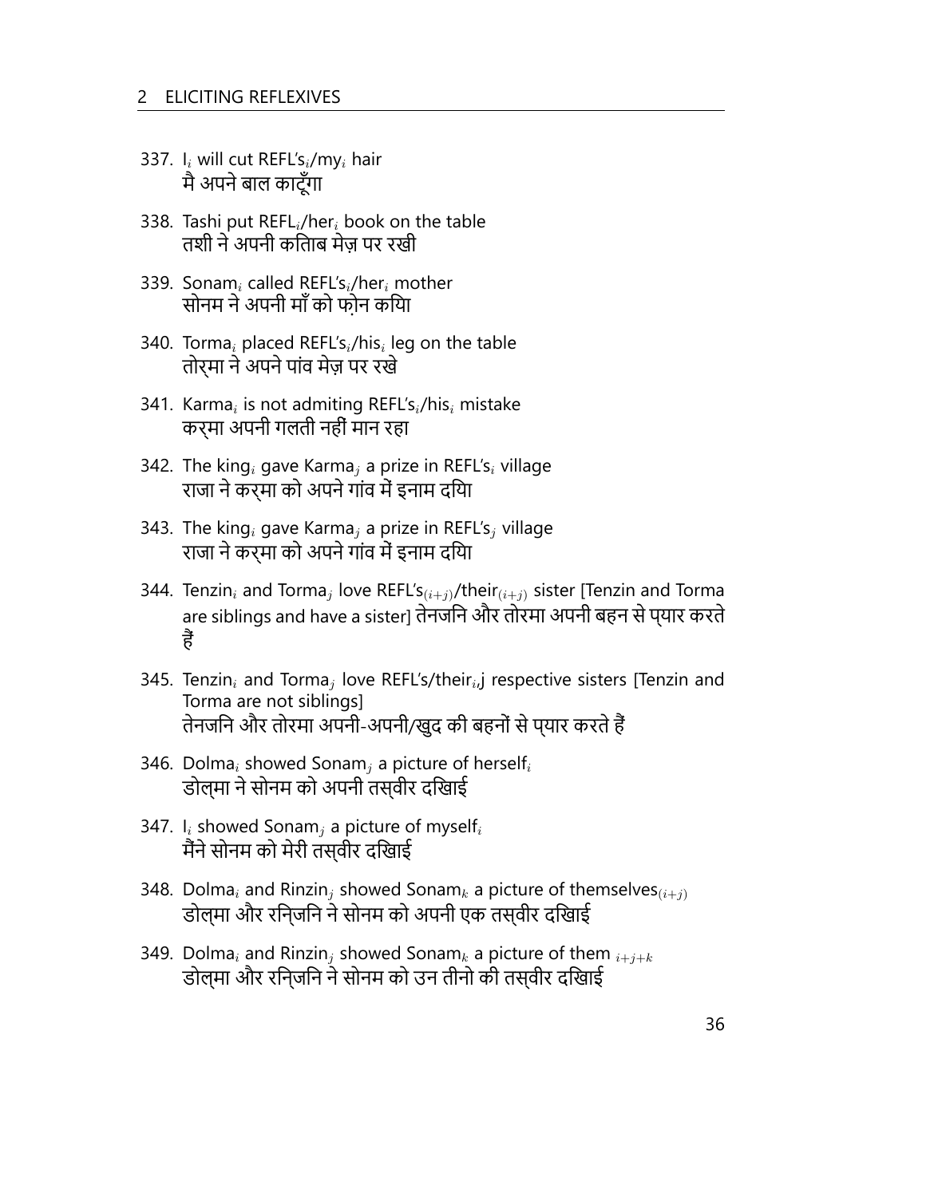337. $I_i$ will cut REFL's$_i$/my$_i$ hair
मै अपने बाल काटूँगा

338. Tashi put REFL$_i$/her$_i$ book on the table
तशी ने अपनी किताब मेज़ पर रखी

339. Sonam$_i$ called REFL's$_i$/her$_i$ mother
सोनम ने अपनी माँ को फ़ोन किया

340. Torma$_i$ placed REFL's$_i$/his$_i$ leg on the table
तोर्मा ने अपने पांव मेज़ पर रखे

341. Karma$_i$ is not admiting REFL's$_i$/his$_i$ mistake
कर्मा अपनी गलती नहीं मान रहा

342. The king$_i$ gave Karma$_j$ a prize in REFL's$_i$ village
राजा ने कर्मा को अपने गांव में इनाम दिया

343. The king$_i$ gave Karma$_j$ a prize in REFL's$_j$ village
राजा ने कर्मा को अपने गांव में इनाम दिया

344. Tenzin$_i$ and Torma$_j$ love REFL's$_{(i+j)}$/their$_{(i+j)}$ sister [Tenzin and Torma are siblings and have a sister] तेनजिन और तोरमा अपनी बहन से प्यार करते हैं

345. Tenzin$_i$ and Torma$_j$ love REFL's/their$_{i,}$j respective sisters [Tenzin and Torma are not siblings]
तेनजिन और तोरमा अपनी-अपनी/खुद की बहनों से प्यार करते हैं

346. Dolma$_i$ showed Sonam$_j$ a picture of herself$_i$
डोल्मा ने सोनम को अपनी तस्वीर दिखाई

347. $I_i$ showed Sonam$_j$ a picture of myself$_i$
मैंने सोनम को मेरी तस्वीर दिखाई

348. Dolma$_i$ and Rinzin$_j$ showed Sonam$_k$ a picture of themselves$_{(i+j)}$
डोल्मा और रिन्जिन ने सोनम को अपनी एक तस्वीर दिखाई

349. Dolma$_i$ and Rinzin$_j$ showed Sonam$_k$ a picture of them $_{i+j+k}$
डोल्मा और रिन्जिन ने सोनम को उन तीनो की तस्वीर दिखाई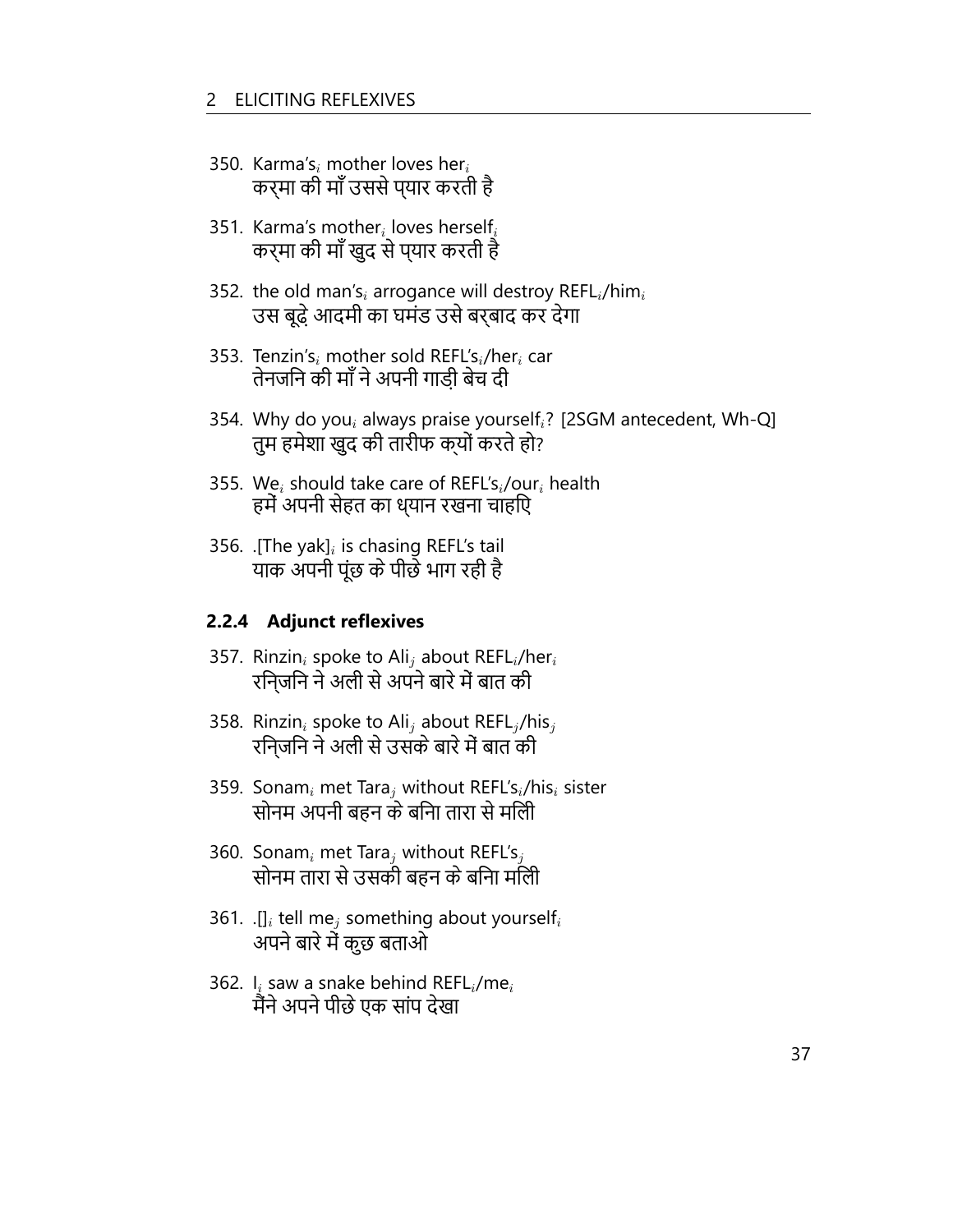350. Karma's$_i$ mother loves her$_i$
    करमा की माँ उससे प्यार करती है

351. Karma's mother$_i$ loves herself$_i$
    करमा की माँ खुद से प्यार करती है

352. the old man's$_i$ arrogance will destroy REFL$_i$/him$_i$
    उस बूढ़े आदमी का घमंड उसे बर्बाद कर देगा

353. Tenzin's$_i$ mother sold REFL's$_i$/her$_i$ car
    तेनजिन की माँ ने अपनी गाड़ी बेच दी

354. Why do you$_i$ always praise yourself$_i$? [2SGM antecedent, Wh-Q]
    तुम हमेशा खुद की तारीफ क्यों करते हो?

355. We$_i$ should take care of REFL's$_i$/our$_i$ health
    हमें अपनी सेहत का ध्यान रखना चाहिए

356. .[The yak]$_i$ is chasing REFL's tail
    याक अपनी पूंछ के पीछे भाग रही है

### 2.2.4 Adjunct reflexives

357. Rinzin$_i$ spoke to Ali$_j$ about REFL$_i$/her$_i$
    रिन्जिन ने अली से अपने बारे में बात की

358. Rinzin$_i$ spoke to Ali$_j$ about REFL$_j$/his$_j$
    रिन्जिन ने अली से उसके बारे में बात की

359. Sonam$_i$ met Tara$_j$ without REFL's$_i$/his$_i$ sister
    सोनम अपनी बहन के बिना तारा से मिली

360. Sonam$_i$ met Tara$_j$ without REFL's$_j$
    सोनम तारा से उसकी बहन के बिना मिली

361. .[]$_i$ tell me$_j$ something about yourself$_i$
    अपने बारे में कुछ बताओ

362. I$_i$ saw a snake behind REFL$_i$/me$_i$
    मैंने अपने पीछे एक सांप देखा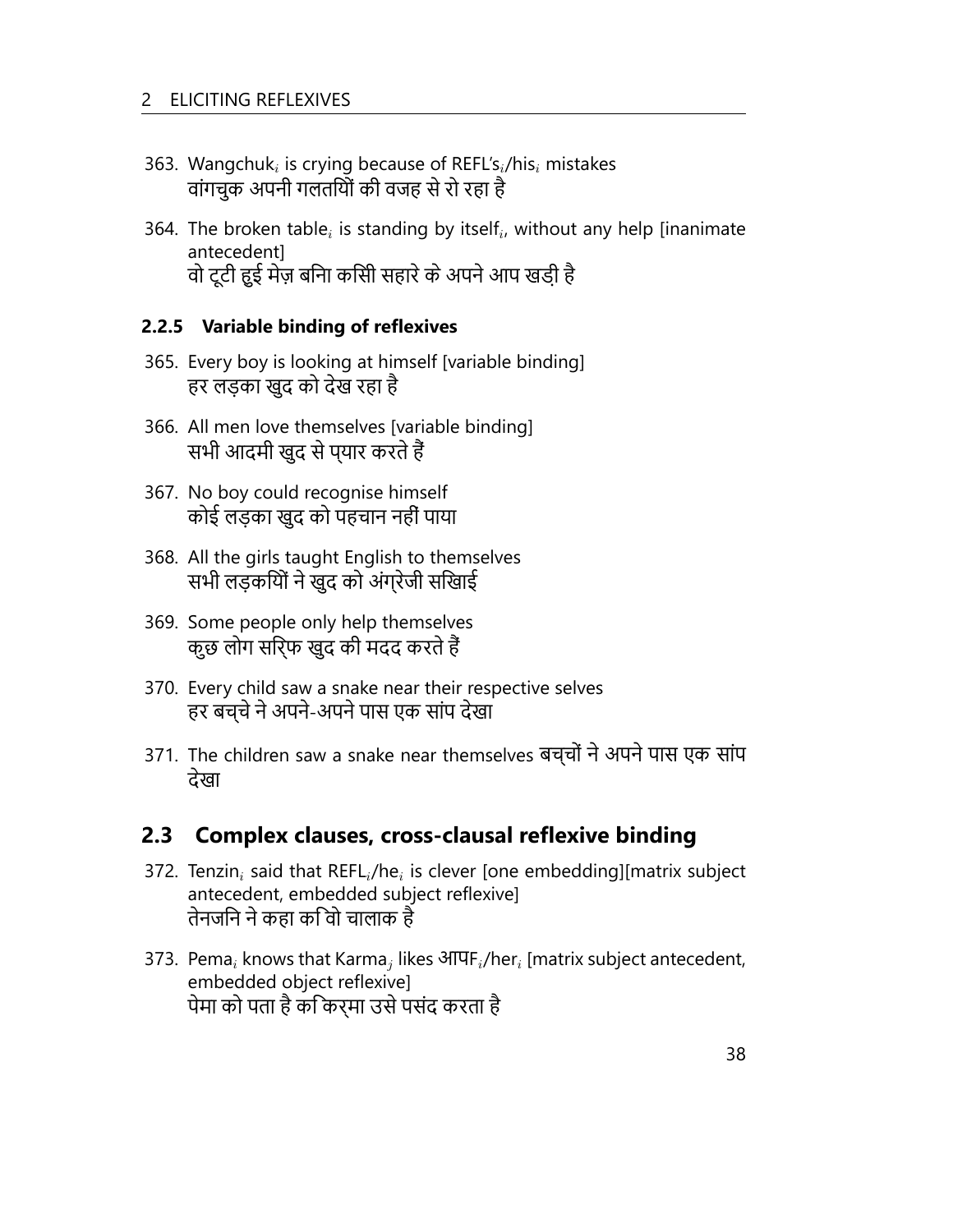363. Wangchuk$_i$ is crying because of REFL's$_i$/his$_i$ mistakes
वांगचुक अपनी गलतियों की वजह से रो रहा है

364. The broken table$_i$ is standing by itself$_i$, without any help [inanimate antecedent]
वो टूटी हुई मेज़ बिना किसी सहारे के अपने आप खड़ी है

### 2.2.5 Variable binding of reflexives

365. Every boy is looking at himself [variable binding]
हर लड़का खुद को देख रहा है

366. All men love themselves [variable binding]
सभी आदमी खुद से प्यार करते हैं

367. No boy could recognise himself
कोई लड़का खुद को पहचान नहीं पाया

368. All the girls taught English to themselves
सभी लड़कियों ने खुद को अंग्रेजी सिखाई

369. Some people only help themselves
कुछ लोग सिर्फ खुद की मदद करते हैं

370. Every child saw a snake near their respective selves
हर बच्चे ने अपने-अपने पास एक सांप देखा

371. The children saw a snake near themselves बच्चों ने अपने पास एक सांप देखा

## 2.3 Complex clauses, cross-clausal reflexive binding

372. Tenzin$_i$ said that REFL$_i$/he$_i$ is clever [one embedding][matrix subject antecedent, embedded subject reflexive]
तेनजिन ने कहा कि वो चालाक है

373. Pema$_i$ knows that Karma$_j$ likes आपF$_i$/her$_i$ [matrix subject antecedent, embedded object reflexive]
पेमा को पता है कि कर्मा उसे पसंद करता है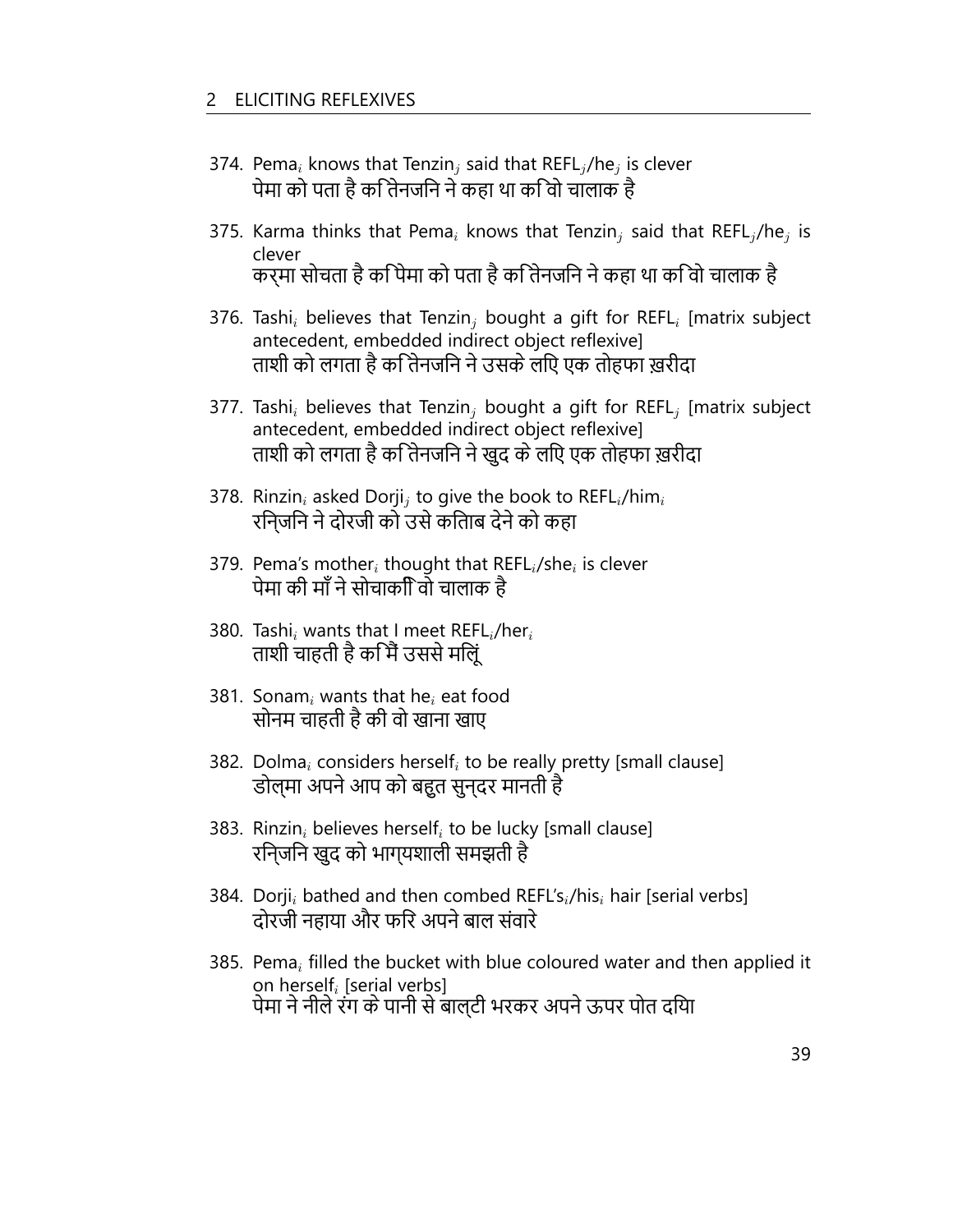374. Pema$_i$ knows that Tenzin$_j$ said that REFL$_j$/he$_j$ is clever
पेमा को पता है कि तेनजिन ने कहा था कि वो चालाक है

375. Karma thinks that Pema$_i$ knows that Tenzin$_j$ said that REFL$_j$/he$_j$ is clever
करमा सोचता है कि पेमा को पता है कि तेनजिन ने कहा था कि वो चालाक है

376. Tashi$_i$ believes that Tenzin$_j$ bought a gift for REFL$_i$ [matrix subject antecedent, embedded indirect object reflexive]
ताशी को लगता है कि तेनजिन ने उसके लिए एक तोहफा ख़रीदा

377. Tashi$_i$ believes that Tenzin$_j$ bought a gift for REFL$_j$ [matrix subject antecedent, embedded indirect object reflexive]
ताशी को लगता है कि तेनजिन ने खुद के लिए एक तोहफा ख़रीदा

378. Rinzin$_i$ asked Dorji$_j$ to give the book to REFL$_i$/him$_i$
रिन्जिन ने दोरजी को उसे किताब देने को कहा

379. Pema's mother$_i$ thought that REFL$_i$/she$_i$ is clever
पेमा की माँ ने सोचा कि वो चालाक है

380. Tashi$_i$ wants that I meet REFL$_i$/her$_i$
ताशी चाहती है कि मैं उससे मिलूं

381. Sonam$_i$ wants that he$_i$ eat food
सोनम चाहती है की वो खाना खाए

382. Dolma$_i$ considers herself$_i$ to be really pretty [small clause]
डोल्मा अपने आप को बहुत सुन्दर मानती है

383. Rinzin$_i$ believes herself$_i$ to be lucky [small clause]
रिन्जिन खुद को भाग्यशाली समझती है

384. Dorji$_i$ bathed and then combed REFL's$_i$/his$_i$ hair [serial verbs]
दोरजी नहाया और फिर अपने बाल संवारे

385. Pema$_i$ filled the bucket with blue coloured water and then applied it on herself$_i$ [serial verbs]
पेमा ने नीले रंग के पानी से बाल्टी भरकर अपने ऊपर पोत दिया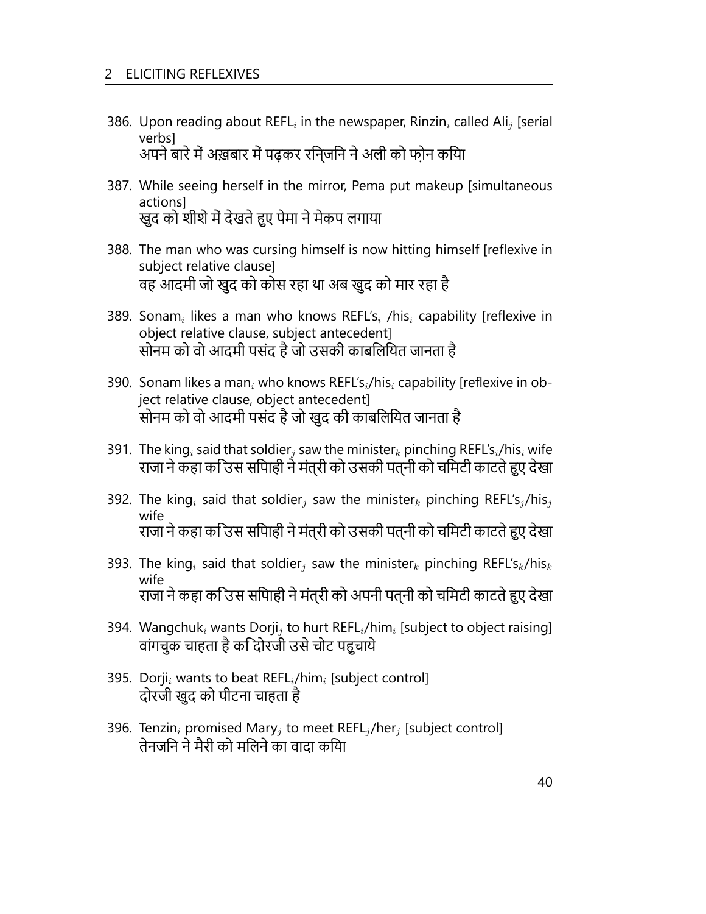386. Upon reading about REFL$_i$ in the newspaper, Rinzin$_i$ called Ali$_j$ [serial verbs]
अपने बारे में अख़बार में पढ़कर रन्जिनि ने अली को फ़ोन कयिा

387. While seeing herself in the mirror, Pema put makeup [simultaneous actions]
खुद को शीशे में देखते हुए पेमा ने मेकप लगाया

388. The man who was cursing himself is now hitting himself [reflexive in subject relative clause]
वह आदमी जो खुद को कोस रहा था अब खुद को मार रहा है

389. Sonam$_i$ likes a man who knows REFL's$_i$ /his$_i$ capability [reflexive in object relative clause, subject antecedent]
सोनम को वो आदमी पसंद है जो उसकी काबलियित जानता है

390. Sonam likes a man$_i$ who knows REFL's$_i$/his$_i$ capability [reflexive in object relative clause, object antecedent]
सोनम को वो आदमी पसंद है जो खुद की काबलियित जानता है

391. The king$_i$ said that soldier$_j$ saw the minister$_k$ pinching REFL's$_i$/his$_i$ wife
राजा ने कहा कि उस सपिाही ने मंत्री को उसकी पत्नी को चमिटी काटते हुए देखा

392. The king$_i$ said that soldier$_j$ saw the minister$_k$ pinching REFL's$_j$/his$_j$ wife
राजा ने कहा कि उस सपिाही ने मंत्री को उसकी पत्नी को चमिटी काटते हुए देखा

393. The king$_i$ said that soldier$_j$ saw the minister$_k$ pinching REFL's$_k$/his$_k$ wife
राजा ने कहा कि उस सपिाही ने मंत्री को अपनी पत्नी को चमिटी काटते हुए देखा

394. Wangchuk$_i$ wants Dorji$_j$ to hurt REFL$_i$/him$_i$ [subject to object raising]
वांगचुक चाहता है कि दोरजी उसे चोट पहुचाये

395. Dorji$_i$ wants to beat REFL$_i$/him$_i$ [subject control]
दोरजी खुद को पीटना चाहता है

396. Tenzin$_i$ promised Mary$_j$ to meet REFL$_j$/her$_j$ [subject control]
तेनजनि ने मैरी को मलिने का वादा कयिा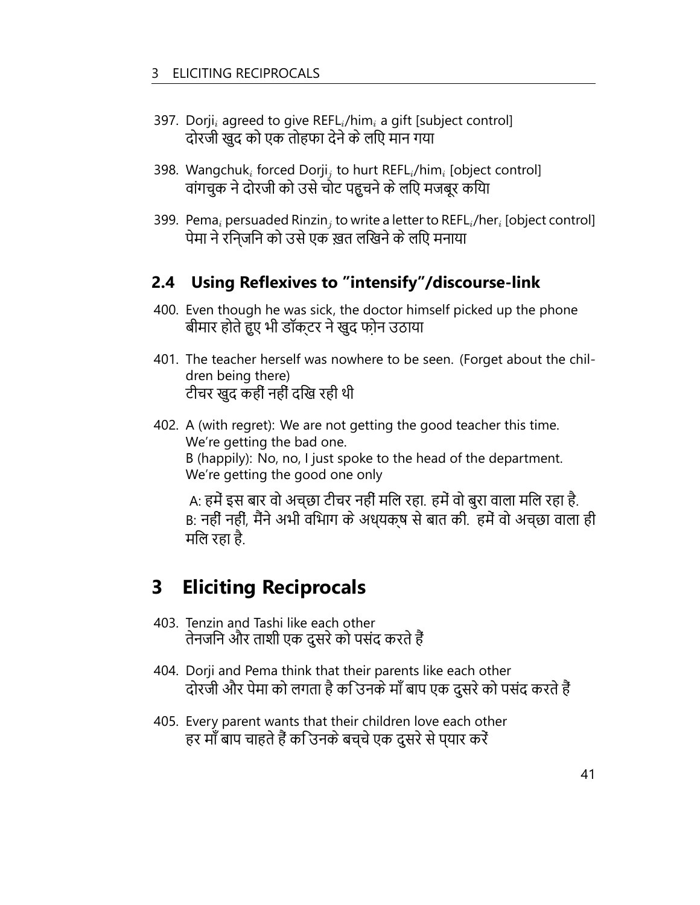397. Dorji$_i$ agreed to give REFL$_i$/him$_i$ a gift [subject control]
दोरजी खुद को एक तोहफा देने के लिए मान गया

398. Wangchuk$_i$ forced Dorji$_j$ to hurt REFL$_i$/him$_i$ [object control]
वांगचुक ने दोरजी को उसे चोट पहुचने के लिए मजबूर किया

399. Pema$_i$ persuaded Rinzin$_j$ to write a letter to REFL$_i$/her$_i$ [object control]
पेमा ने रिन्जिन को उसे एक ख़त लिखने के लिए मनाया

## 2.4 Using Reflexives to "intensify"/discourse-link

400. Even though he was sick, the doctor himself picked up the phone
बीमार होते हुए भी डॉक्टर ने खुद फ़ोन उठाया

401. The teacher herself was nowhere to be seen. (Forget about the children being there)
टीचर खुद कहीं नहीं दिख रही थी

402. A (with regret): We are not getting the good teacher this time. We're getting the bad one.
B (happily): No, no, I just spoke to the head of the department. We're getting the good one only

A: हमें इस बार वो अच्छा टीचर नहीं मिल रहा. हमें वो बुरा वाला मिल रहा है.
B: नहीं नहीं, मैंने अभी विभाग के अध्यक्ष से बात की. हमें वो अच्छा वाला ही मिल रहा है.

# 3 Eliciting Reciprocals

403. Tenzin and Tashi like each other
तेनजिन और ताशी एक दुसरे को पसंद करते हैं

404. Dorji and Pema think that their parents like each other
दोरजी और पेमा को लगता है कि उनके माँ बाप एक दुसरे को पसंद करते हैं

405. Every parent wants that their children love each other
हर माँ बाप चाहते हैं कि उनके बच्चे एक दुसरे से प्यार करें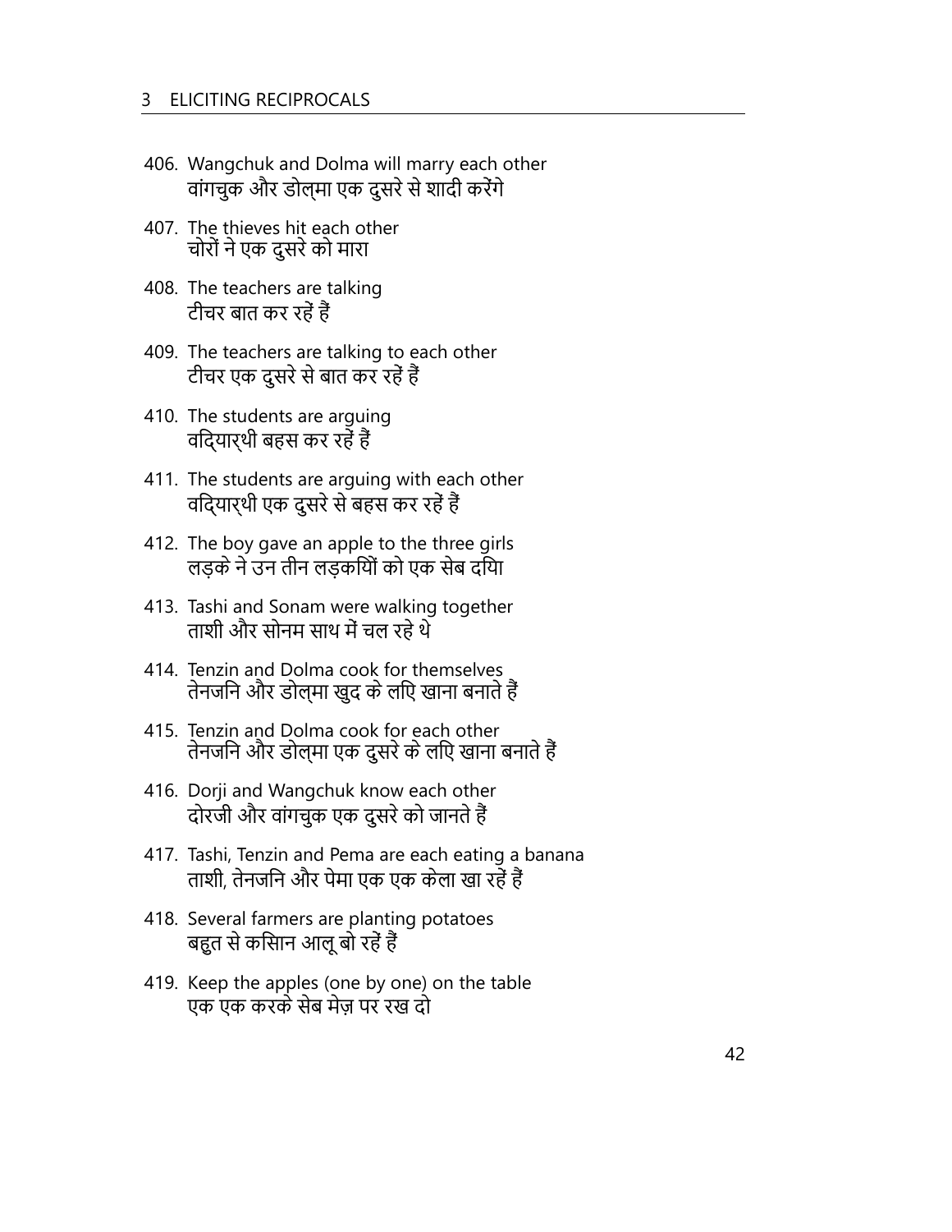406. Wangchuk and Dolma will marry each other
     वांगचुक और डोल्मा एक दुसरे से शादी करेंगे

407. The thieves hit each other
     चोरों ने एक दुसरे को मारा

408. The teachers are talking
     टीचर बात कर रहें हैं

409. The teachers are talking to each other
     टीचर एक दुसरे से बात कर रहें हैं

410. The students are arguing
     वदि्यार्थी बहस कर रहें हैं

411. The students are arguing with each other
     वदि्यार्थी एक दुसरे से बहस कर रहें हैं

412. The boy gave an apple to the three girls
     लड़के ने उन तीन लड़कियों को एक सेब दिया

413. Tashi and Sonam were walking together
     ताशी और सोनम साथ में चल रहे थे

414. Tenzin and Dolma cook for themselves
     तेनजनि और डोल्मा खुद के लिए खाना बनाते हैं

415. Tenzin and Dolma cook for each other
     तेनजनि और डोल्मा एक दुसरे के लिए खाना बनाते हैं

416. Dorji and Wangchuk know each other
     दोरजी और वांगचुक एक दुसरे को जानते हैं

417. Tashi, Tenzin and Pema are each eating a banana
     ताशी, तेनजनि और पेमा एक एक केला खा रहें हैं

418. Several farmers are planting potatoes
     बहुत से कसिान आलू बो रहें हैं

419. Keep the apples (one by one) on the table
     एक एक करके सेब मेज़ पर रख दो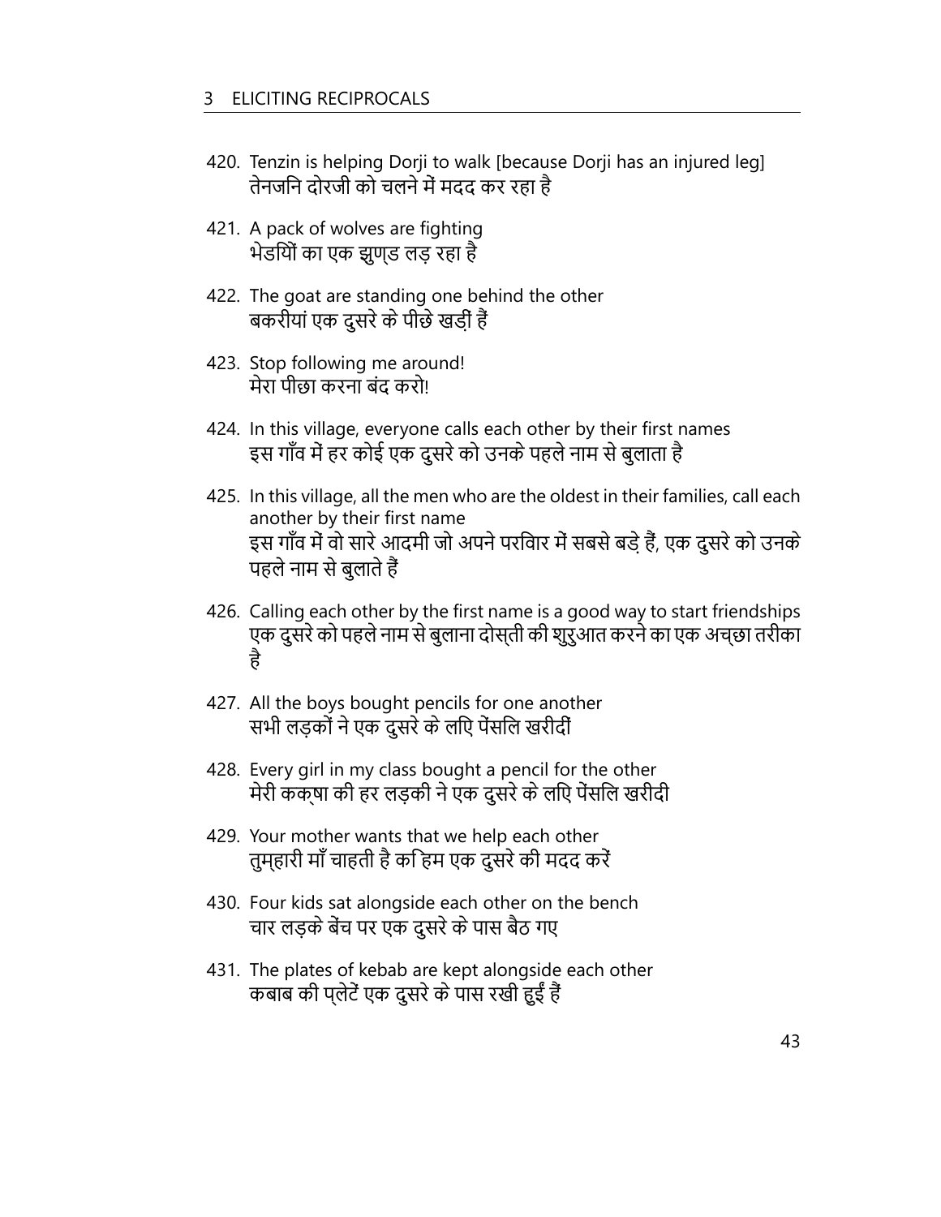420. Tenzin is helping Dorji to walk [because Dorji has an injured leg]
     तेनजिन दोरजी को चलने में मदद कर रहा है

421. A pack of wolves are fighting
     भेडियों का एक झुण्ड लड़ रहा है

422. The goat are standing one behind the other
     बकरीयां एक दुसरे के पीछे खड़ीं हैं

423. Stop following me around!
     मेरा पीछा करना बंद करो!

424. In this village, everyone calls each other by their first names
     इस गाँव में हर कोई एक दुसरे को उनके पहले नाम से बुलाता है

425. In this village, all the men who are the oldest in their families, call each another by their first name
     इस गाँव में वो सारे आदमी जो अपने परविार में सबसे बड़े हैं, एक दुसरे को उनके पहले नाम से बुलाते हैं

426. Calling each other by the first name is a good way to start friendships
     एक दुसरे को पहले नाम से बुलाना दोस्ती की शुरुआत करने का एक अच्छा तरीका है

427. All the boys bought pencils for one another
     सभी लड़कों ने एक दुसरे के लिए पेंसलि खरीदीं

428. Every girl in my class bought a pencil for the other
     मेरी कक्षा की हर लड़की ने एक दुसरे के लिए पेंसलि खरीदी

429. Your mother wants that we help each other
     तुम्हारी माँ चाहती है कि हम एक दुसरे की मदद करें

430. Four kids sat alongside each other on the bench
     चार लड़के बेंच पर एक दुसरे के पास बैठ गए

431. The plates of kebab are kept alongside each other
     कबाब की प्लेटें एक दुसरे के पास रखी हुईं हैं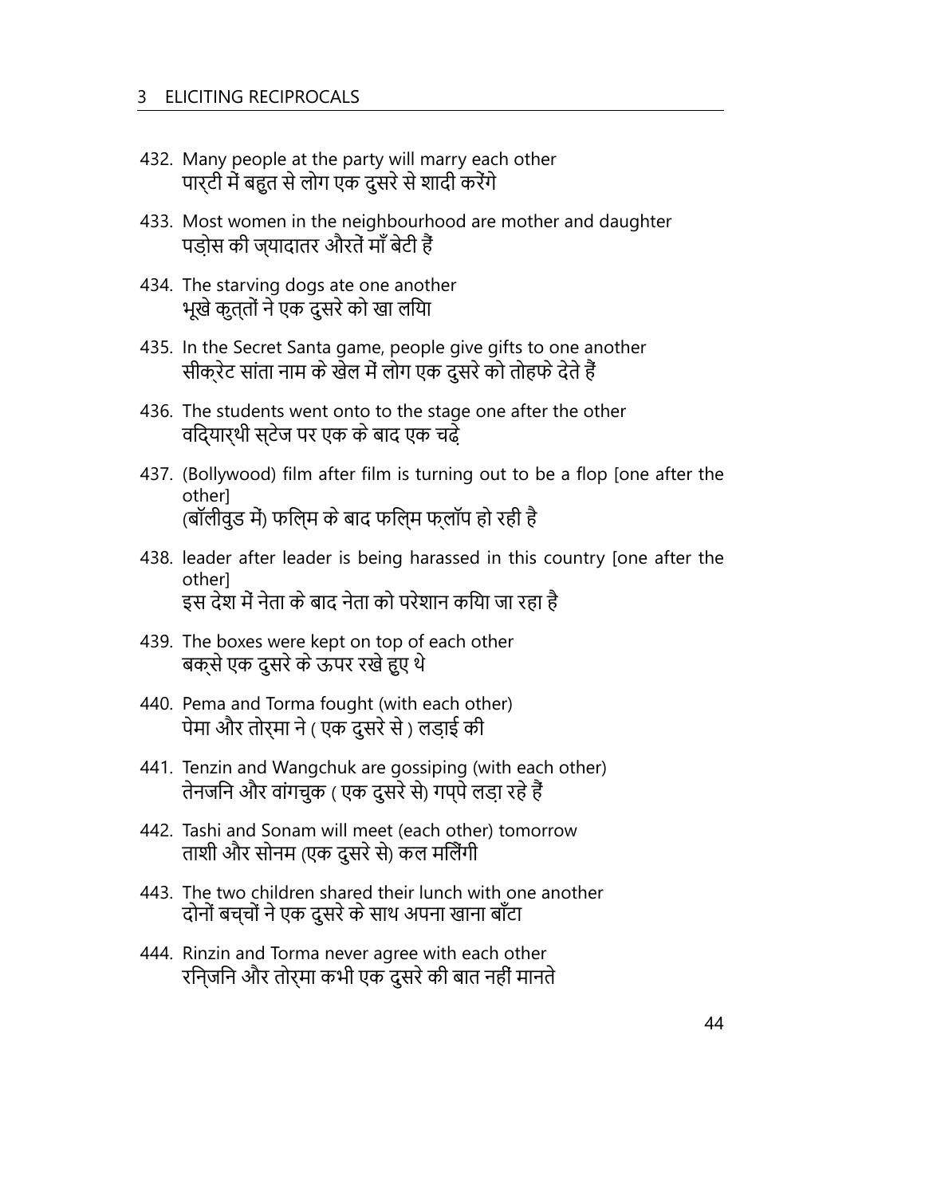432. Many people at the party will marry each other
     पार्टी में बहुत से लोग एक दुसरे से शादी करेंगे

433. Most women in the neighbourhood are mother and daughter
     पड़ोस की ज़्यादातर औरतें माँ बेटी हैं

434. The starving dogs ate one another
     भूखे कुत्तों ने एक दुसरे को खा लिया

435. In the Secret Santa game, people give gifts to one another
     सीक्रेट सांता नाम के खेल में लोग एक दुसरे को तोहफे देते हैं

436. The students went onto to the stage one after the other
     विद्यार्थी स्टेज पर एक के बाद एक चढ़े

437. (Bollywood) film after film is turning out to be a flop [one after the other]
     (बॉलीवुड में) फिल्म के बाद फिल्म फ्लॉप हो रही है

438. leader after leader is being harassed in this country [one after the other]
     इस देश में नेता के बाद नेता को परेशान किया जा रहा है

439. The boxes were kept on top of each other
     बक्से एक दुसरे के ऊपर रखे हुए थे

440. Pema and Torma fought (with each other)
     पेमा और तोर्मा ने ( एक दुसरे से ) लड़ाई की

441. Tenzin and Wangchuk are gossiping (with each other)
     तेनजिन और वांगचुक ( एक दुसरे से) गप्पे लड़ा रहे हैं

442. Tashi and Sonam will meet (each other) tomorrow
     ताशी और सोनम (एक दुसरे से) कल मिलेंगी

443. The two children shared their lunch with one another
     दोनों बच्चों ने एक दुसरे के साथ अपना खाना बाँटा

444. Rinzin and Torma never agree with each other
     रिन्जिन और तोर्मा कभी एक दुसरे की बात नहीं मानते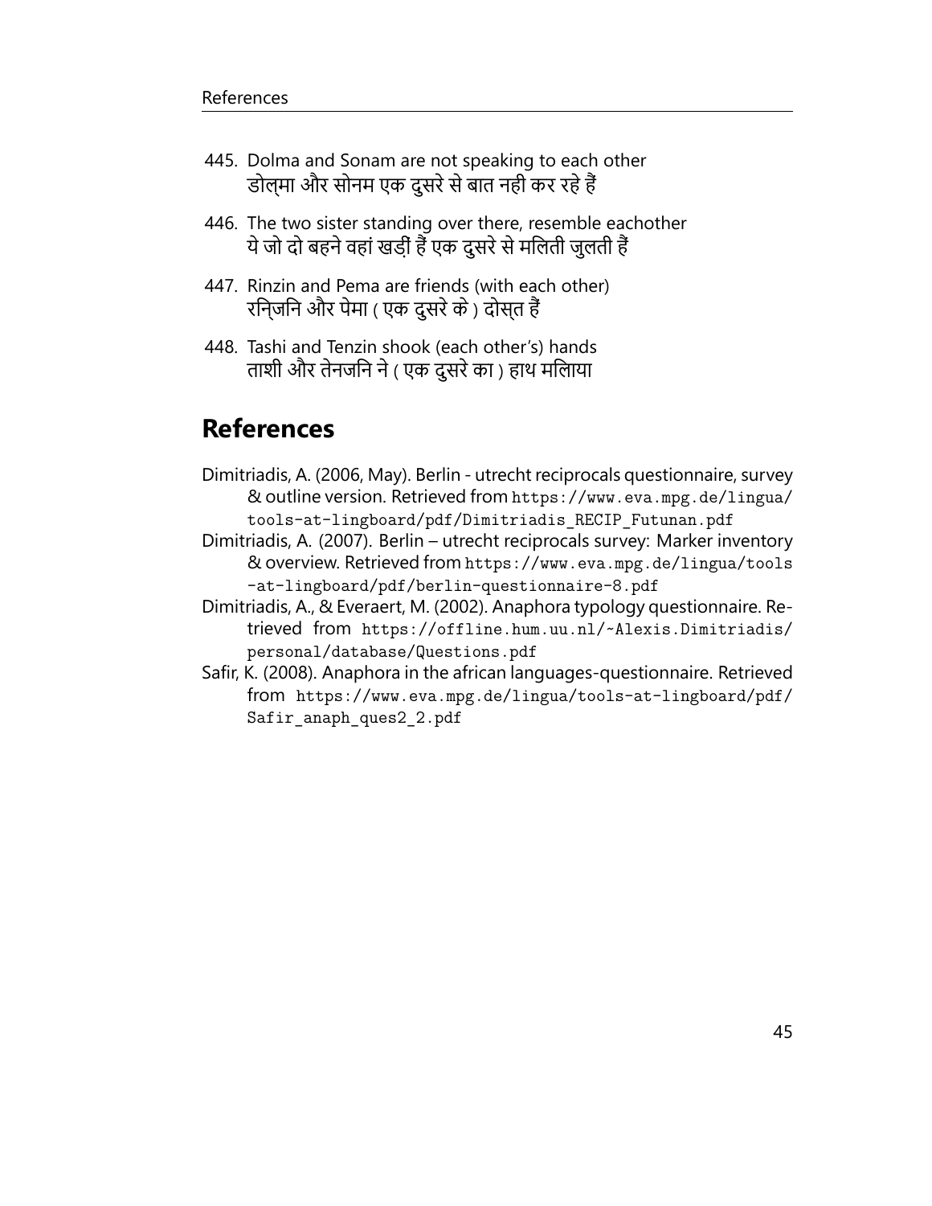445. Dolma and Sonam are not speaking to each other
     डोल्मा और सोनम एक दुसरे से बात नही कर रहे हैं

446. The two sister standing over there, resemble eachother
     ये जो दो बहने वहां खड़ीं हैं एक दुसरे से मलिती जुलती हैं

447. Rinzin and Pema are friends (with each other)
     रनि्जनि और पेमा ( एक दुसरे के ) दोस्त हैं

448. Tashi and Tenzin shook (each other's) hands
     ताशी और तेनजनि ने ( एक दुसरे का ) हाथ मलिाया

## References

Dimitriadis, A. (2006, May). Berlin - utrecht reciprocals questionnaire, survey & outline version. Retrieved from https://www.eva.mpg.de/lingua/tools-at-lingboard/pdf/Dimitriadis_RECIP_Futunan.pdf

Dimitriadis, A. (2007). Berlin – utrecht reciprocals survey: Marker inventory & overview. Retrieved from https://www.eva.mpg.de/lingua/tools-at-lingboard/pdf/berlin-questionnaire-8.pdf

Dimitriadis, A., & Everaert, M. (2002). Anaphora typology questionnaire. Retrieved from https://offline.hum.uu.nl/~Alexis.Dimitriadis/personal/database/Questions.pdf

Safir, K. (2008). Anaphora in the african languages-questionnaire. Retrieved from https://www.eva.mpg.de/lingua/tools-at-lingboard/pdf/Safir_anaph_ques2_2.pdf